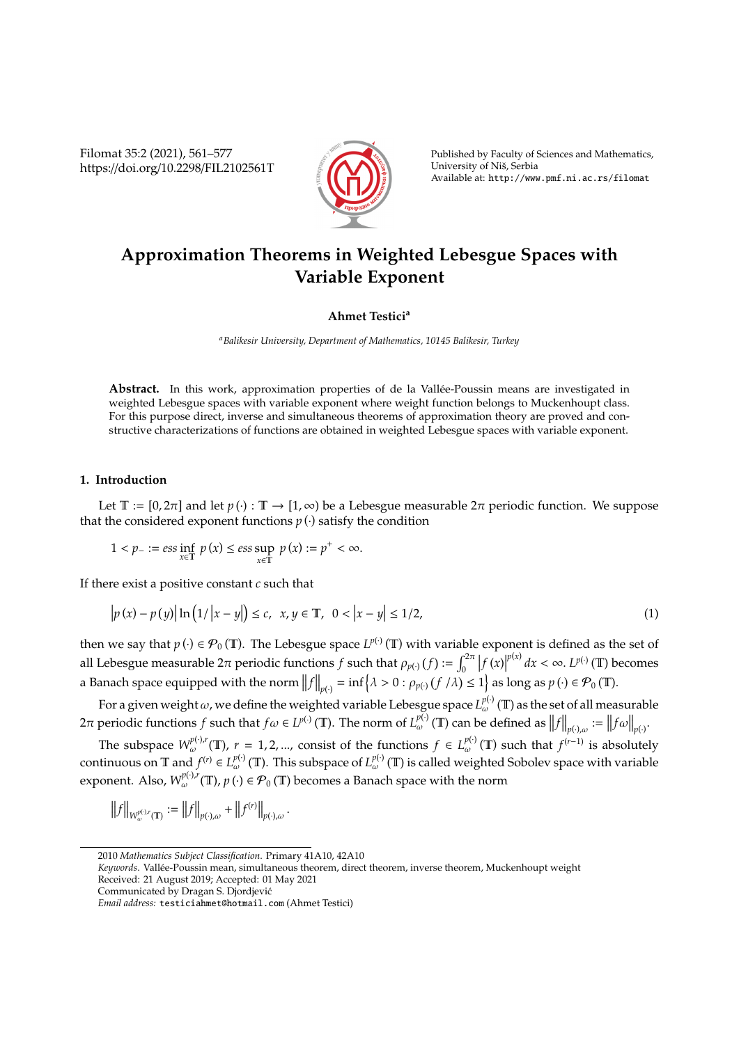# Approximation Theorems in Weighted Lebesgue Spaces with Variable Exponent

**Ahmet Testici**[a]

[a] *Balikesir University, Department of Mathematics, 10145 Balikesir, Turkey*

**Abstract.** In this work, approximation properties of de la Vallée-Poussin means are investigated in weighted Lebesgue spaces with variable exponent where weight function belongs to Muckenhoupt class. For this purpose direct, inverse and simultaneous theorems of approximation theory are proved and constructive characterizations of functions are obtained in weighted Lebesgue spaces with variable exponent.

## 1. Introduction

Let $\mathbb{T} := [0, 2\pi]$ and let $p(\cdot) : \mathbb{T} \to [1, \infty)$ be a Lebesgue measurable $2\pi$ periodic function. We suppose that the considered exponent functions $p(\cdot)$ satisfy the condition

$$1 < p_- := ess \inf_{x \in \mathbb{T}} p(x) \leq ess \sup_{x \in \mathbb{T}} p(x) := p^+ < \infty.$$

If there exist a positive constant $c$ such that

$$\left|p(x) - p(y)\right| \ln\left(1/\left|x - y\right|\right) \leq c, \quad x, y \in \mathbb{T}, \quad 0 < \left|x - y\right| \leq 1/2, \tag{1}$$

then we say that $p(\cdot) \in \mathcal{P}_0(\mathbb{T})$. The Lebesgue space $L^{p(\cdot)}(\mathbb{T})$ with variable exponent is defined as the set of all Lebesgue measurable $2\pi$ periodic functions $f$ such that $\rho_{p(\cdot)}(f) := \int_0^{2\pi} \left|f(x)\right|^{p(x)} dx < \infty$. $L^{p(\cdot)}(\mathbb{T})$ becomes a Banach space equipped with the norm $\left\|f\right\|_{p(\cdot)} = \inf\left\{\lambda > 0 : \rho_{p(\cdot)}(f/\lambda) \leq 1\right\}$ as long as $p(\cdot) \in \mathcal{P}_0(\mathbb{T})$.

For a given weight $\omega$, we define the weighted variable Lebesgue space $L_\omega^{p(\cdot)}(\mathbb{T})$ as the set of all measurable $2\pi$ periodic functions $f$ such that $f\omega \in L^{p(\cdot)}(\mathbb{T})$. The norm of $L_\omega^{p(\cdot)}(\mathbb{T})$ can be defined as $\left\|f\right\|_{p(\cdot),\omega} := \left\|f\omega\right\|_{p(\cdot)}$.

The subspace $W_\omega^{p(\cdot),r}(\mathbb{T})$, $r = 1, 2, ...$, consist of the functions $f \in L_\omega^{p(\cdot)}(\mathbb{T})$ such that $f^{(r-1)}$ is absolutely continuous on $\mathbb{T}$ and $f^{(r)} \in L_\omega^{p(\cdot)}(\mathbb{T})$. This subspace of $L_\omega^{p(\cdot)}(\mathbb{T})$ is called weighted Sobolev space with variable exponent. Also, $W_\omega^{p(\cdot),r}(\mathbb{T})$, $p(\cdot) \in \mathcal{P}_0(\mathbb{T})$ becomes a Banach space with the norm

$$\left\|f\right\|_{W_\omega^{p(\cdot),r}(\mathbb{T})} := \left\|f\right\|_{p(\cdot),\omega} + \left\|f^{(r)}\right\|_{p(\cdot),\omega}.$$

---

2010 *Mathematics Subject Classification*. Primary 41A10, 42A10

*Keywords*. Vallée-Poussin mean, simultaneous theorem, direct theorem, inverse theorem, Muckenhoupt weight

Received: 21 August 2019; Accepted: 01 May 2021

Communicated by Dragan S. Djordjević

*Email address:* testiciahmet@hotmail.com (Ahmet Testici)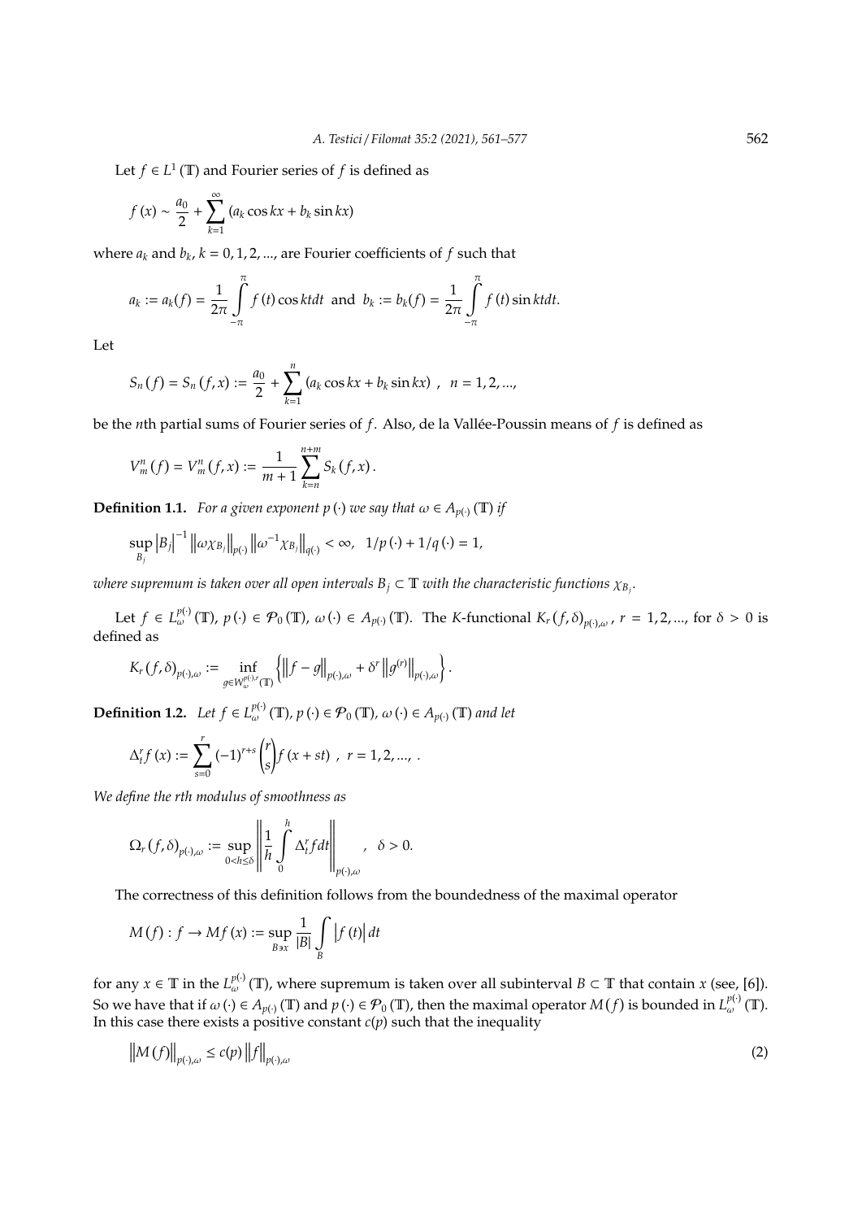Let $f \in L^1(\mathbb{T})$ and Fourier series of $f$ is defined as

$$f(x) \sim \frac{a_0}{2} + \sum_{k=1}^{\infty} (a_k \cos kx + b_k \sin kx)$$

where $a_k$ and $b_k$, $k = 0, 1, 2, ...$, are Fourier coefficients of $f$ such that

$$a_k := a_k(f) = \frac{1}{2\pi} \int_{-\pi}^{\pi} f(t) \cos ktdt \text{ and } b_k := b_k(f) = \frac{1}{2\pi} \int_{-\pi}^{\pi} f(t) \sin ktdt.$$

Let

$$S_n(f) = S_n(f, x) := \frac{a_0}{2} + \sum_{k=1}^{n} (a_k \cos kx + b_k \sin kx) \ , \ \ n = 1, 2, ...,$$

be the $n$th partial sums of Fourier series of $f$. Also, de la Vallée-Poussin means of $f$ is defined as

$$V_m^n(f) = V_m^n(f, x) := \frac{1}{m+1} \sum_{k=n}^{n+m} S_k(f, x).$$

**Definition 1.1.** *For a given exponent $p(\cdot)$ we say that $\omega \in A_{p(\cdot)}(\mathbb{T})$ if*

$$\sup_{B_j} |B_j|^{-1} \|\omega \chi_{B_j}\|_{p(\cdot)} \|\omega^{-1} \chi_{B_j}\|_{q(\cdot)} < \infty, \ \ 1/p(\cdot) + 1/q(\cdot) = 1,$$

*where supremum is taken over all open intervals $B_j \subset \mathbb{T}$ with the characteristic functions $\chi_{B_j}$.*

Let $f \in L_\omega^{p(\cdot)}(\mathbb{T})$, $p(\cdot) \in \mathcal{P}_0(\mathbb{T})$, $\omega(\cdot) \in A_{p(\cdot)}(\mathbb{T})$. The $K$-functional $K_r(f, \delta)_{p(\cdot),\omega}$, $r = 1, 2, ...$, for $\delta > 0$ is defined as

$$K_r(f, \delta)_{p(\cdot),\omega} := \inf_{g \in W_\omega^{p(\cdot),r}(\mathbb{T})} \left\{ \|f - g\|_{p(\cdot),\omega} + \delta^r \|g^{(r)}\|_{p(\cdot),\omega} \right\}.$$

**Definition 1.2.** *Let $f \in L_\omega^{p(\cdot)}(\mathbb{T})$, $p(\cdot) \in \mathcal{P}_0(\mathbb{T})$, $\omega(\cdot) \in A_{p(\cdot)}(\mathbb{T})$ and let*

$$\Delta_t^r f(x) := \sum_{s=0}^{r} (-1)^{r+s} \binom{r}{s} f(x + st) \ , \ \ r = 1, 2, ..., \ .$$

*We define the rth modulus of smoothness as*

$$\Omega_r(f, \delta)_{p(\cdot),\omega} := \sup_{0 < h \leq \delta} \left\| \frac{1}{h} \int_0^h \Delta_t^r f dt \right\|_{p(\cdot),\omega}, \ \ \delta > 0.$$

The correctness of this definition follows from the boundedness of the maximal operator

$$M(f) : f \to Mf(x) := \sup_{B \ni x} \frac{1}{|B|} \int_B |f(t)| dt$$

for any $x \in \mathbb{T}$ in the $L_\omega^{p(\cdot)}(\mathbb{T})$, where supremum is taken over all subinterval $B \subset \mathbb{T}$ that contain $x$ (see, [6]). So we have that if $\omega(\cdot) \in A_{p(\cdot)}(\mathbb{T})$ and $p(\cdot) \in \mathcal{P}_0(\mathbb{T})$, then the maximal operator $M(f)$ is bounded in $L_\omega^{p(\cdot)}(\mathbb{T})$. In this case there exists a positive constant $c(p)$ such that the inequality

$$\|M(f)\|_{p(\cdot),\omega} \leq c(p) \|f\|_{p(\cdot),\omega} \tag{2}$$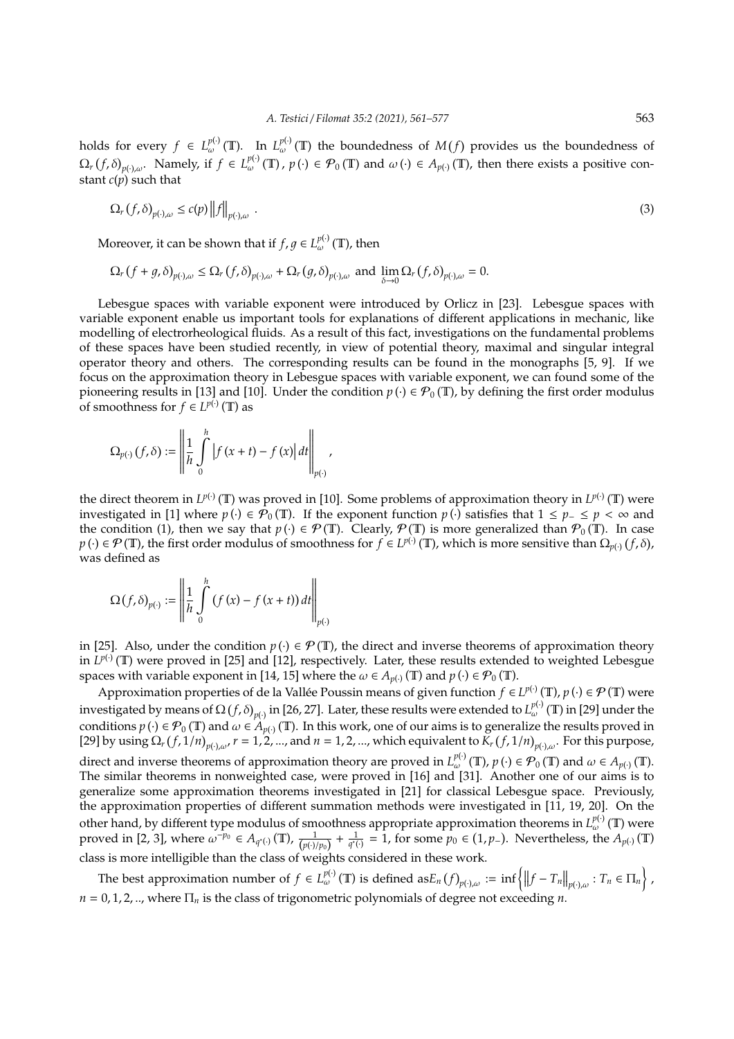holds for every $f \in L^{p(\cdot)}_{\omega}(\mathbb{T})$. In $L^{p(\cdot)}_{\omega}(\mathbb{T})$ the boundedness of $M(f)$ provides us the boundedness of $\Omega_r(f,\delta)_{p(\cdot),\omega}$. Namely, if $f \in L^{p(\cdot)}_{\omega}(\mathbb{T})$, $p(\cdot) \in \mathcal{P}_0(\mathbb{T})$ and $\omega(\cdot) \in A_{p(\cdot)}(\mathbb{T})$, then there exists a positive constant $c(p)$ such that

$$\Omega_r(f,\delta)_{p(\cdot),\omega} \leq c(p)\left\|f\right\|_{p(\cdot),\omega}. \tag{3}$$

Moreover, it can be shown that if $f, g \in L^{p(\cdot)}_{\omega}(\mathbb{T})$, then

$$\Omega_r(f+g,\delta)_{p(\cdot),\omega} \leq \Omega_r(f,\delta)_{p(\cdot),\omega} + \Omega_r(g,\delta)_{p(\cdot),\omega} \text{ and } \lim_{\delta\to 0}\Omega_r(f,\delta)_{p(\cdot),\omega} = 0.$$

Lebesgue spaces with variable exponent were introduced by Orlicz in [23]. Lebesgue spaces with variable exponent enable us important tools for explanations of different applications in mechanic, like modelling of electrorheological fluids. As a result of this fact, investigations on the fundamental problems of these spaces have been studied recently, in view of potential theory, maximal and singular integral operator theory and others. The corresponding results can be found in the monographs [5, 9]. If we focus on the approximation theory in Lebesgue spaces with variable exponent, we can found some of the pioneering results in [13] and [10]. Under the condition $p(\cdot) \in \mathcal{P}_0(\mathbb{T})$, by defining the first order modulus of smoothness for $f \in L^{p(\cdot)}(\mathbb{T})$ as

$$\Omega_{p(\cdot)}(f,\delta) := \left\|\frac{1}{h}\int_0^h \left|f(x+t) - f(x)\right| dt\right\|_{p(\cdot)},$$

the direct theorem in $L^{p(\cdot)}(\mathbb{T})$ was proved in [10]. Some problems of approximation theory in $L^{p(\cdot)}(\mathbb{T})$ were investigated in [1] where $p(\cdot) \in \mathcal{P}_0(\mathbb{T})$. If the exponent function $p(\cdot)$ satisfies that $1 \leq p_- \leq p < \infty$ and the condition (1), then we say that $p(\cdot) \in \mathcal{P}(\mathbb{T})$. Clearly, $\mathcal{P}(\mathbb{T})$ is more generalized than $\mathcal{P}_0(\mathbb{T})$. In case $p(\cdot) \in \mathcal{P}(\mathbb{T})$, the first order modulus of smoothness for $f \in L^{p(\cdot)}(\mathbb{T})$, which is more sensitive than $\Omega_{p(\cdot)}(f,\delta)$, was defined as

$$\Omega(f,\delta)_{p(\cdot)} := \left\|\frac{1}{h}\int_0^h (f(x) - f(x+t))\, dt\right\|_{p(\cdot)}$$

in [25]. Also, under the condition $p(\cdot) \in \mathcal{P}(\mathbb{T})$, the direct and inverse theorems of approximation theory in $L^{p(\cdot)}(\mathbb{T})$ were proved in [25] and [12], respectively. Later, these results extended to weighted Lebesgue spaces with variable exponent in [14, 15] where the $\omega \in A_{p(\cdot)}(\mathbb{T})$ and $p(\cdot) \in \mathcal{P}_0(\mathbb{T})$.

Approximation properties of de la Vallée Poussin means of given function $f \in L^{p(\cdot)}(\mathbb{T})$, $p(\cdot) \in \mathcal{P}(\mathbb{T})$ were investigated by means of $\Omega(f,\delta)_{p(\cdot)}$ in [26, 27]. Later, these results were extended to $L^{p(\cdot)}_{\omega}(\mathbb{T})$ in [29] under the conditions $p(\cdot) \in \mathcal{P}_0(\mathbb{T})$ and $\omega \in A_{p(\cdot)}(\mathbb{T})$. In this work, one of our aims is to generalize the results proved in [29] by using $\Omega_r(f,1/n)_{p(\cdot),\omega}$, $r = 1,2,...,$ and $n = 1,2,...,$ which equivalent to $K_r(f,1/n)_{p(\cdot),\omega}$. For this purpose, direct and inverse theorems of approximation theory are proved in $L^{p(\cdot)}_{\omega}(\mathbb{T})$, $p(\cdot) \in \mathcal{P}_0(\mathbb{T})$ and $\omega \in A_{p(\cdot)}(\mathbb{T})$. The similar theorems in nonweighted case, were proved in [16] and [31]. Another one of our aims is to generalize some approximation theorems investigated in [21] for classical Lebesgue space. Previously, the approximation properties of different summation methods were investigated in [11, 19, 20]. On the other hand, by different type modulus of smoothness appropriate approximation theorems in $L^{p(\cdot)}_{\omega}(\mathbb{T})$ were proved in [2, 3], where $\omega^{-p_0} \in A_{q'(\cdot)}(\mathbb{T})$, $\frac{1}{(p(\cdot)/p_0)} + \frac{1}{q'(\cdot)} = 1$, for some $p_0 \in (1, p_-)$. Nevertheless, the $A_{p(\cdot)}(\mathbb{T})$ class is more intelligible than the class of weights considered in these work.

The best approximation number of $f \in L^{p(\cdot)}_{\omega}(\mathbb{T})$ is defined as $E_n(f)_{p(\cdot),\omega} := \inf\left\{\left\|f - T_n\right\|_{p(\cdot),\omega} : T_n \in \Pi_n\right\}$, $n = 0,1,2,..,$ where $\Pi_n$ is the class of trigonometric polynomials of degree not exceeding $n$.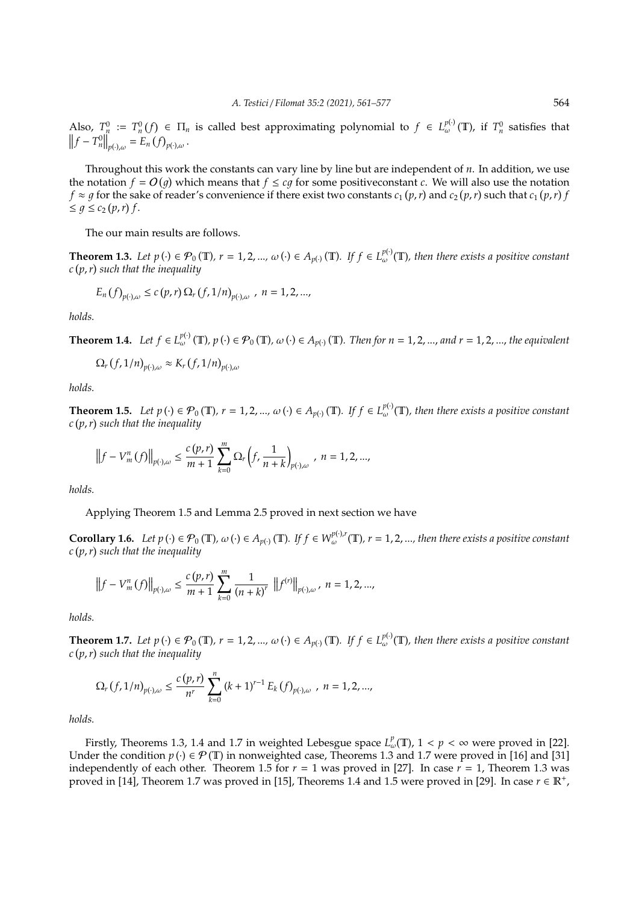Also, $T_n^0 := T_n^0(f) \in \Pi_n$ is called best approximating polynomial to $f \in L_\omega^{p(\cdot)}(\mathbb{T})$, if $T_n^0$ satisfies that $\left\| f - T_n^0 \right\|_{p(\cdot),\omega} = E_n(f)_{p(\cdot),\omega}$.

Throughout this work the constants can vary line by line but are independent of $n$. In addition, we use the notation $f = O(g)$ which means that $f \leq cg$ for some positiveconstant $c$. We will also use the notation $f \approx g$ for the sake of reader's convenience if there exist two constants $c_1(p,r)$ and $c_2(p,r)$ such that $c_1(p,r) f \leq g \leq c_2(p,r) f$.

The our main results are follows.

**Theorem 1.3.** *Let $p(\cdot) \in \mathcal{P}_0(\mathbb{T})$, $r = 1, 2, \ldots$, $\omega(\cdot) \in A_{p(\cdot)}(\mathbb{T})$. If $f \in L_\omega^{p(\cdot)}(\mathbb{T})$, then there exists a positive constant $c(p,r)$ such that the inequality*

$$E_n(f)_{p(\cdot),\omega} \leq c(p,r)\, \Omega_r(f, 1/n)_{p(\cdot),\omega}, \quad n = 1, 2, \ldots,$$

*holds.*

**Theorem 1.4.** *Let $f \in L_\omega^{p(\cdot)}(\mathbb{T})$, $p(\cdot) \in \mathcal{P}_0(\mathbb{T})$, $\omega(\cdot) \in A_{p(\cdot)}(\mathbb{T})$. Then for $n = 1, 2, \ldots$, and $r = 1, 2, \ldots$, the equivalent*

$$\Omega_r(f, 1/n)_{p(\cdot),\omega} \approx K_r(f, 1/n)_{p(\cdot),\omega}$$

*holds.*

**Theorem 1.5.** *Let $p(\cdot) \in \mathcal{P}_0(\mathbb{T})$, $r = 1, 2, \ldots$, $\omega(\cdot) \in A_{p(\cdot)}(\mathbb{T})$. If $f \in L_\omega^{p(\cdot)}(\mathbb{T})$, then there exists a positive constant $c(p,r)$ such that the inequality*

$$\left\| f - V_m^n(f) \right\|_{p(\cdot),\omega} \leq \frac{c(p,r)}{m+1} \sum_{k=0}^{m} \Omega_r\left(f, \frac{1}{n+k}\right)_{p(\cdot),\omega}, \quad n = 1, 2, \ldots,$$

*holds.*

Applying Theorem 1.5 and Lemma 2.5 proved in next section we have

**Corollary 1.6.** *Let $p(\cdot) \in \mathcal{P}_0(\mathbb{T})$, $\omega(\cdot) \in A_{p(\cdot)}(\mathbb{T})$. If $f \in W_\omega^{p(\cdot),r}(\mathbb{T})$, $r = 1, 2, \ldots$, then there exists a positive constant $c(p,r)$ such that the inequality*

$$\left\| f - V_m^n(f) \right\|_{p(\cdot),\omega} \leq \frac{c(p,r)}{m+1} \sum_{k=0}^{m} \frac{1}{(n+k)^r} \left\| f^{(r)} \right\|_{p(\cdot),\omega}, \quad n = 1, 2, \ldots,$$

*holds.*

**Theorem 1.7.** *Let $p(\cdot) \in \mathcal{P}_0(\mathbb{T})$, $r = 1, 2, \ldots$, $\omega(\cdot) \in A_{p(\cdot)}(\mathbb{T})$. If $f \in L_\omega^{p(\cdot)}(\mathbb{T})$, then there exists a positive constant $c(p,r)$ such that the inequality*

$$\Omega_r(f, 1/n)_{p(\cdot),\omega} \leq \frac{c(p,r)}{n^r} \sum_{k=0}^{n} (k+1)^{r-1} E_k(f)_{p(\cdot),\omega}, \quad n = 1, 2, \ldots,$$

*holds.*

Firstly, Theorems 1.3, 1.4 and 1.7 in weighted Lebesgue space $L_\omega^p(\mathbb{T})$, $1 < p < \infty$ were proved in [22]. Under the condition $p(\cdot) \in \mathcal{P}(\mathbb{T})$ in nonweighted case, Theorems 1.3 and 1.7 were proved in [16] and [31] independently of each other. Theorem 1.5 for $r = 1$ was proved in [27]. In case $r = 1$, Theorem 1.3 was proved in [14], Theorem 1.7 was proved in [15], Theorems 1.4 and 1.5 were proved in [29]. In case $r \in \mathbb{R}^+$,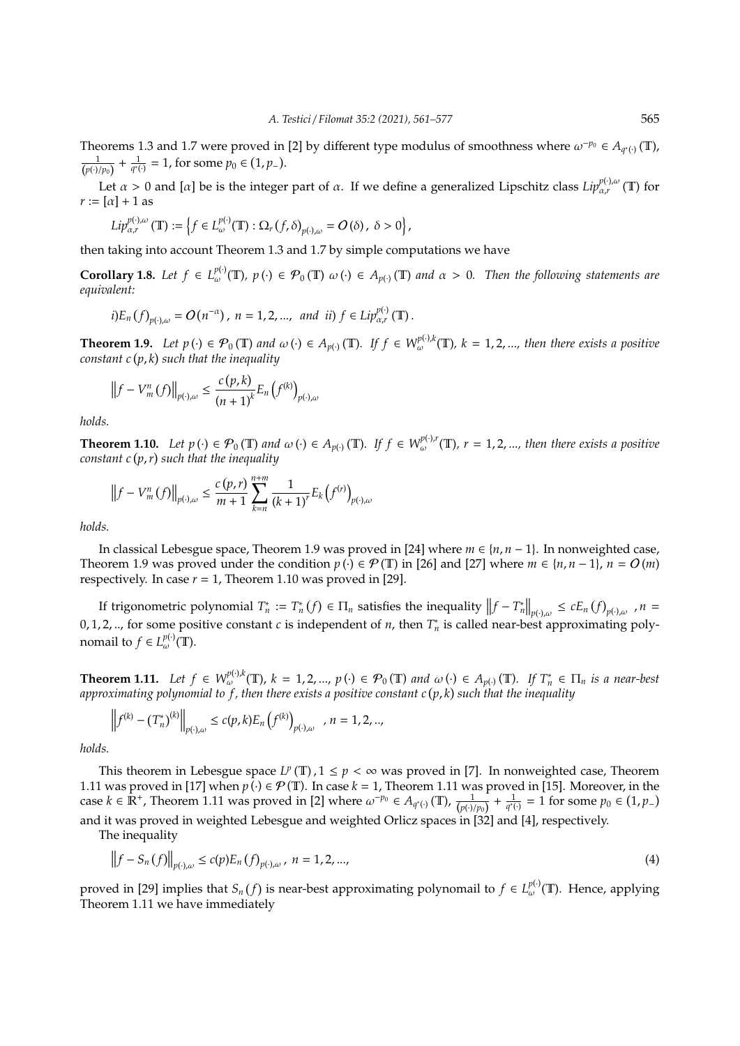Theorems 1.3 and 1.7 were proved in [2] by different type modulus of smoothness where $\omega^{-p_0} \in A_{q^*(\cdot)}(\mathbb{T})$, $\frac{1}{(p(\cdot)/p_0)} + \frac{1}{q^*(\cdot)} = 1$, for some $p_0 \in (1, p_-)$.

Let $\alpha > 0$ and $[\alpha]$ be is the integer part of $\alpha$. If we define a generalized Lipschitz class $Lip_{\alpha,r}^{p(\cdot),\omega}(\mathbb{T})$ for $r := [\alpha] + 1$ as

$$Lip_{\alpha,r}^{p(\cdot),\omega}(\mathbb{T}) := \left\{ f \in L_\omega^{p(\cdot)}(\mathbb{T}) : \Omega_r(f,\delta)_{p(\cdot),\omega} = O(\delta),\ \delta > 0 \right\},$$

then taking into account Theorem 1.3 and 1.7 by simple computations we have

**Corollary 1.8.** *Let $f \in L_\omega^{p(\cdot)}(\mathbb{T})$, $p(\cdot) \in \mathcal{P}_0(\mathbb{T})$ $\omega(\cdot) \in A_{p(\cdot)}(\mathbb{T})$ and $\alpha > 0$. Then the following statements are equivalent:*

$$i) E_n(f)_{p(\cdot),\omega} = O(n^{-\alpha}),\ n = 1, 2, ...,\ \text{ and }\ ii)\ f \in Lip_{\alpha,r}^{p(\cdot)}(\mathbb{T}).$$

**Theorem 1.9.** *Let $p(\cdot) \in \mathcal{P}_0(\mathbb{T})$ and $\omega(\cdot) \in A_{p(\cdot)}(\mathbb{T})$. If $f \in W_\omega^{p(\cdot),k}(\mathbb{T})$, $k = 1, 2, ...$, then there exists a positive constant $c(p,k)$ such that the inequality*

$$\left\| f - V_m^n(f) \right\|_{p(\cdot),\omega} \le \frac{c(p,k)}{(n+1)^k} E_n\left(f^{(k)}\right)_{p(\cdot),\omega}$$

*holds.*

**Theorem 1.10.** *Let $p(\cdot) \in \mathcal{P}_0(\mathbb{T})$ and $\omega(\cdot) \in A_{p(\cdot)}(\mathbb{T})$. If $f \in W_\omega^{p(\cdot),r}(\mathbb{T})$, $r = 1, 2, ...$, then there exists a positive constant $c(p,r)$ such that the inequality*

$$\left\| f - V_m^n(f) \right\|_{p(\cdot),\omega} \le \frac{c(p,r)}{m+1} \sum_{k=n}^{n+m} \frac{1}{(k+1)^r} E_k\left(f^{(r)}\right)_{p(\cdot),\omega}$$

*holds.*

In classical Lebesgue space, Theorem 1.9 was proved in [24] where $m \in \{n, n-1\}$. In nonweighted case, Theorem 1.9 was proved under the condition $p(\cdot) \in \mathcal{P}(\mathbb{T})$ in [26] and [27] where $m \in \{n, n-1\}$, $n = O(m)$ respectively. In case $r = 1$, Theorem 1.10 was proved in [29].

If trigonometric polynomial $T_n^* := T_n^*(f) \in \Pi_n$ satisfies the inequality $\left\| f - T_n^* \right\|_{p(\cdot),\omega} \le cE_n(f)_{p(\cdot),\omega}$, $n = 0, 1, 2, ..$, for some positive constant $c$ is independent of $n$, then $T_n^*$ is called near-best approximating polynomail to $f \in L_\omega^{p(\cdot)}(\mathbb{T})$.

**Theorem 1.11.** *Let $f \in W_\omega^{p(\cdot),k}(\mathbb{T})$, $k = 1, 2, ...$, $p(\cdot) \in \mathcal{P}_0(\mathbb{T})$ and $\omega(\cdot) \in A_{p(\cdot)}(\mathbb{T})$. If $T_n^* \in \Pi_n$ is a near-best approximating polynomial to $f$, then there exists a positive constant $c(p,k)$ such that the inequality*

$$\left\| f^{(k)} - \left(T_n^*\right)^{(k)} \right\|_{p(\cdot),\omega} \le c(p,k) E_n\left(f^{(k)}\right)_{p(\cdot),\omega},\ n = 1, 2, ..,$$

*holds.*

This theorem in Lebesgue space $L^p(\mathbb{T})$, $1 \le p < \infty$ was proved in [7]. In nonweighted case, Theorem 1.11 was proved in [17] when $p(\cdot) \in \mathcal{P}(\mathbb{T})$. In case $k = 1$, Theorem 1.11 was proved in [15]. Moreover, in the case $k \in \mathbb{R}^+$, Theorem 1.11 was proved in [2] where $\omega^{-p_0} \in A_{q^*(\cdot)}(\mathbb{T})$, $\frac{1}{(p(\cdot)/p_0)} + \frac{1}{q^*(\cdot)} = 1$ for some $p_0 \in (1, p_-)$ and it was proved in weighted Lebesgue and weighted Orlicz spaces in [32] and [4], respectively.

The inequality

$$\left\| f - S_n(f) \right\|_{p(\cdot),\omega} \le c(p) E_n(f)_{p(\cdot),\omega},\ n = 1, 2, ..., \tag{4}$$

proved in [29] implies that $S_n(f)$ is near-best approximating polynomail to $f \in L_\omega^{p(\cdot)}(\mathbb{T})$. Hence, applying Theorem 1.11 we have immediately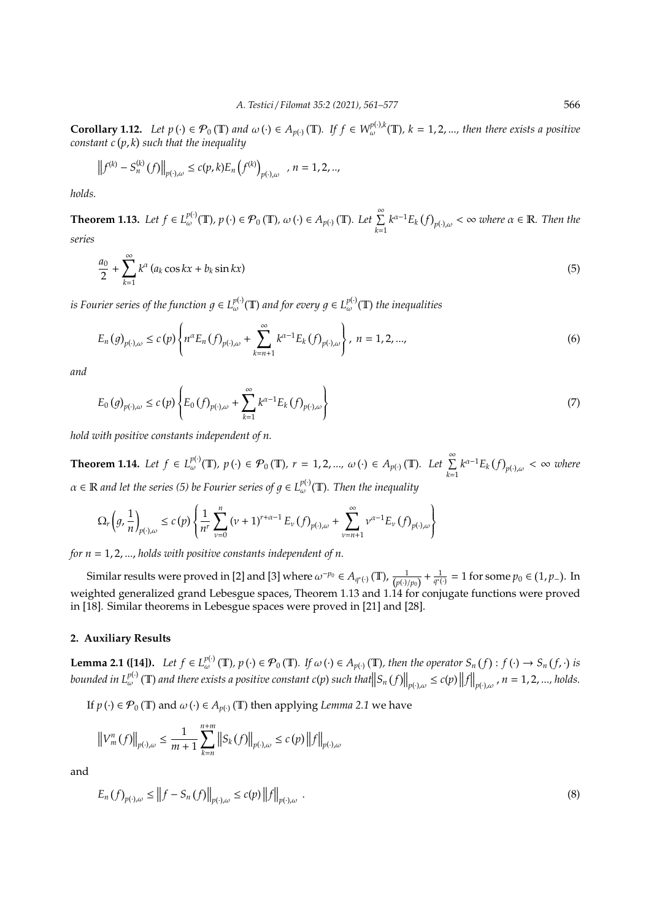**Corollary 1.12.** *Let $p(\cdot) \in \mathcal{P}_0(\mathbb{T})$ and $\omega(\cdot) \in A_{p(\cdot)}(\mathbb{T})$. If $f \in W_{\omega}^{p(\cdot),k}(\mathbb{T})$, $k = 1, 2, ...$, then there exists a positive constant $c(p,k)$ such that the inequality*

$$\left\| f^{(k)} - S_n^{(k)}(f) \right\|_{p(\cdot),\omega} \leq c(p,k) E_n\left(f^{(k)}\right)_{p(\cdot),\omega} \quad, n = 1, 2, ..,$$

*holds.*

**Theorem 1.13.** *Let $f \in L_{\omega}^{p(\cdot)}(\mathbb{T})$, $p(\cdot) \in \mathcal{P}_0(\mathbb{T})$, $\omega(\cdot) \in A_{p(\cdot)}(\mathbb{T})$. Let $\sum\limits_{k=1}^{\infty} k^{\alpha-1} E_k(f)_{p(\cdot),\omega} < \infty$ where $\alpha \in \mathbb{R}$. Then the series*

$$\frac{a_0}{2} + \sum_{k=1}^{\infty} k^{\alpha}(a_k \cos kx + b_k \sin kx) \tag{5}$$

*is Fourier series of the function $g \in L_{\omega}^{p(\cdot)}(\mathbb{T})$ and for every $g \in L_{\omega}^{p(\cdot)}(\mathbb{T})$ the inequalities*

$$E_n(g)_{p(\cdot),\omega} \leq c(p) \left\{ n^{\alpha} E_n(f)_{p(\cdot),\omega} + \sum_{k=n+1}^{\infty} k^{\alpha-1} E_k(f)_{p(\cdot),\omega} \right\}, \ n = 1, 2, ..., \tag{6}$$

*and*

$$E_0(g)_{p(\cdot),\omega} \leq c(p) \left\{ E_0(f)_{p(\cdot),\omega} + \sum_{k=1}^{\infty} k^{\alpha-1} E_k(f)_{p(\cdot),\omega} \right\} \tag{7}$$

*hold with positive constants independent of $n$.*

**Theorem 1.14.** *Let $f \in L_{\omega}^{p(\cdot)}(\mathbb{T})$, $p(\cdot) \in \mathcal{P}_0(\mathbb{T})$, $r = 1, 2, ...,$ $\omega(\cdot) \in A_{p(\cdot)}(\mathbb{T})$. Let $\sum\limits_{k=1}^{\infty} k^{\alpha-1} E_k(f)_{p(\cdot),\omega} < \infty$ where $\alpha \in \mathbb{R}$ and let the series (5) be Fourier series of $g \in L_{\omega}^{p(\cdot)}(\mathbb{T})$. Then the inequality*

$$\Omega_r\left(g, \frac{1}{n}\right)_{p(\cdot),\omega} \leq c(p) \left\{ \frac{1}{n^r} \sum_{\nu=0}^{n} (\nu+1)^{r+\alpha-1} E_{\nu}(f)_{p(\cdot),\omega} + \sum_{\nu=n+1}^{\infty} \nu^{\alpha-1} E_{\nu}(f)_{p(\cdot),\omega} \right\}$$

*for $n = 1, 2, ...,$ holds with positive constants independent of $n$.*

Similar results were proved in [2] and [3] where $\omega^{-p_0} \in A_{q^*(\cdot)}(\mathbb{T})$, $\frac{1}{(p(\cdot)/p_0)} + \frac{1}{q^*(\cdot)} = 1$ for some $p_0 \in (1, p_-)$. In weighted generalized grand Lebesgue spaces, Theorem 1.13 and 1.14 for conjugate functions were proved in [18]. Similar theorems in Lebesgue spaces were proved in [21] and [28].

## 2. Auxiliary Results

**Lemma 2.1 ([14]).** *Let $f \in L_{\omega}^{p(\cdot)}(\mathbb{T})$, $p(\cdot) \in \mathcal{P}_0(\mathbb{T})$. If $\omega(\cdot) \in A_{p(\cdot)}(\mathbb{T})$, then the operator $S_n(f) : f(\cdot) \to S_n(f, \cdot)$ is bounded in $L_{\omega}^{p(\cdot)}(\mathbb{T})$ and there exists a positive constant $c(p)$ such that $\left\| S_n(f) \right\|_{p(\cdot),\omega} \leq c(p) \left\| f \right\|_{p(\cdot),\omega}$, $n = 1, 2, ...,$ holds.*

If $p(\cdot) \in \mathcal{P}_0(\mathbb{T})$ and $\omega(\cdot) \in A_{p(\cdot)}(\mathbb{T})$ then applying *Lemma 2.1* we have

$$\left\| V_m^n(f) \right\|_{p(\cdot),\omega} \leq \frac{1}{m+1} \sum_{k=n}^{n+m} \left\| S_k(f) \right\|_{p(\cdot),\omega} \leq c(p) \left\| f \right\|_{p(\cdot),\omega}$$

and

$$E_n(f)_{p(\cdot),\omega} \leq \left\| f - S_n(f) \right\|_{p(\cdot),\omega} \leq c(p) \left\| f \right\|_{p(\cdot),\omega} . \tag{8}$$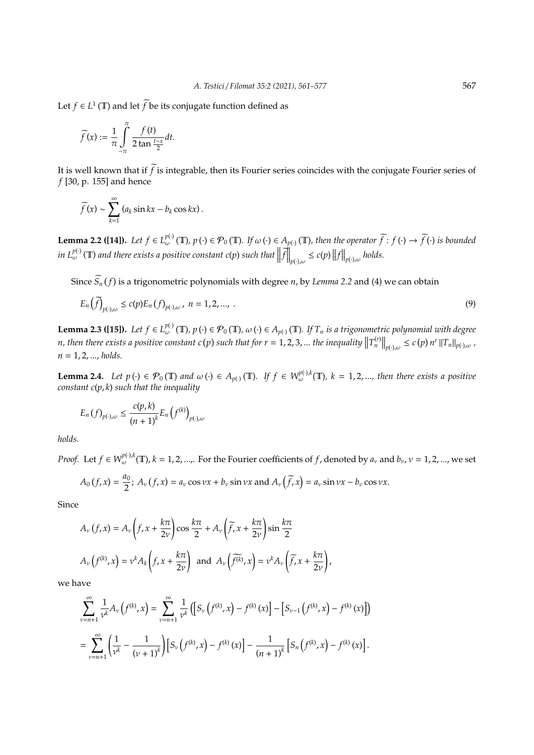Let $f \in L^1(\mathbb{T})$ and let $\widetilde{f}$ be its conjugate function defined as

$$\widetilde{f}(x) := \frac{1}{\pi} \int_{-\pi}^{\pi} \frac{f(t)}{2\tan\frac{t-x}{2}} dt.$$

It is well known that if $\widetilde{f}$ is integrable, then its Fourier series coincides with the conjugate Fourier series of $f$ [30, p. 155] and hence

$$\widetilde{f}(x) \sim \sum_{k=1}^{\infty} (a_k \sin kx - b_k \cos kx).$$

**Lemma 2.2 ([14]).** *Let $f \in L_{\omega}^{p(\cdot)}(\mathbb{T})$, $p(\cdot) \in \mathcal{P}_0(\mathbb{T})$. If $\omega(\cdot) \in A_{p(\cdot)}(\mathbb{T})$, then the operator $\widetilde{f} : f(\cdot) \to \widetilde{f}(\cdot)$ is bounded in $L_{\omega}^{p(\cdot)}(\mathbb{T})$ and there exists a positive constant $c(p)$ such that $\left\|\widetilde{f}\right\|_{p(\cdot),\omega} \leq c(p)\left\|f\right\|_{p(\cdot),\omega}$ holds.*

Since $\widetilde{S_n}(f)$ is a trigonometric polynomials with degree $n$, by *Lemma 2.2* and (4) we can obtain

$$E_n\left(\widetilde{f}\right)_{p(\cdot),\omega} \leq c(p) E_n(f)_{p(\cdot),\omega}, \; n = 1, 2, ..., \; . \tag{9}$$

**Lemma 2.3 ([15]).** *Let $f \in L_{\omega}^{p(\cdot)}(\mathbb{T})$, $p(\cdot) \in \mathcal{P}_0(\mathbb{T})$, $\omega(\cdot) \in A_{p(\cdot)}(\mathbb{T})$. If $T_n$ is a trigonometric polynomial with degree $n$, then there exists a positive constant $c(p)$ such that for $r = 1, 2, 3, ...$ the inequality $\left\|T_n^{(r)}\right\|_{p(\cdot),\omega} \leq c(p)\, n^r \left\|T_n\right\|_{p(\cdot),\omega}$, $n = 1, 2, ...$, holds.*

**Lemma 2.4.** *Let $p(\cdot) \in \mathcal{P}_0(\mathbb{T})$ and $\omega(\cdot) \in A_{p(\cdot)}(\mathbb{T})$. If $f \in W_{\omega}^{p(\cdot),k}(\mathbb{T})$, $k = 1, 2, ...$, then there exists a positive constant $c(p, k)$ such that the inequality*

$$E_n(f)_{p(\cdot),\omega} \leq \frac{c(p,k)}{(n+1)^k} E_n\left(f^{(k)}\right)_{p(\cdot),\omega}$$

*holds.*

*Proof.* Let $f \in W_{\omega}^{p(\cdot),k}(\mathbb{T})$, $k = 1, 2, ...,$. For the Fourier coefficients of $f$, denoted by $a_\nu$ and $b_\nu$, $\nu = 1, 2, ...$, we set

$$A_0(f, x) = \frac{a_0}{2}; \; A_\nu(f, x) = a_\nu \cos \nu x + b_\nu \sin \nu x \text{ and } A_\nu\left(\widetilde{f}, x\right) = a_\nu \sin \nu x - b_\nu \cos \nu x.$$

Since

$$A_\nu(f, x) = A_\nu\left(f, x + \frac{k\pi}{2\nu}\right)\cos\frac{k\pi}{2} + A_\nu\left(\widetilde{f}, x + \frac{k\pi}{2\nu}\right)\sin\frac{k\pi}{2}$$

$$A_\nu\left(f^{(k)}, x\right) = \nu^k A_k\left(f, x + \frac{k\pi}{2\nu}\right) \text{ and } A_\nu\left(\widetilde{f^{(k)}}, x\right) = \nu^k A_\nu\left(\widetilde{f}, x + \frac{k\pi}{2\nu}\right),$$

we have

$$\sum_{\nu=n+1}^{\infty} \frac{1}{\nu^k} A_\nu\left(f^{(k)}, x\right) = \sum_{\nu=n+1}^{\infty} \frac{1}{\nu^k}\left(\left[S_\nu\left(f^{(k)}, x\right) - f^{(k)}(x)\right] - \left[S_{\nu-1}\left(f^{(k)}, x\right) - f^{(k)}(x)\right]\right)$$

$$= \sum_{\nu=n+1}^{\infty}\left(\frac{1}{\nu^k} - \frac{1}{(\nu+1)^k}\right)\left[S_\nu\left(f^{(k)}, x\right) - f^{(k)}(x)\right] - \frac{1}{(n+1)^k}\left[S_n\left(f^{(k)}, x\right) - f^{(k)}(x)\right].$$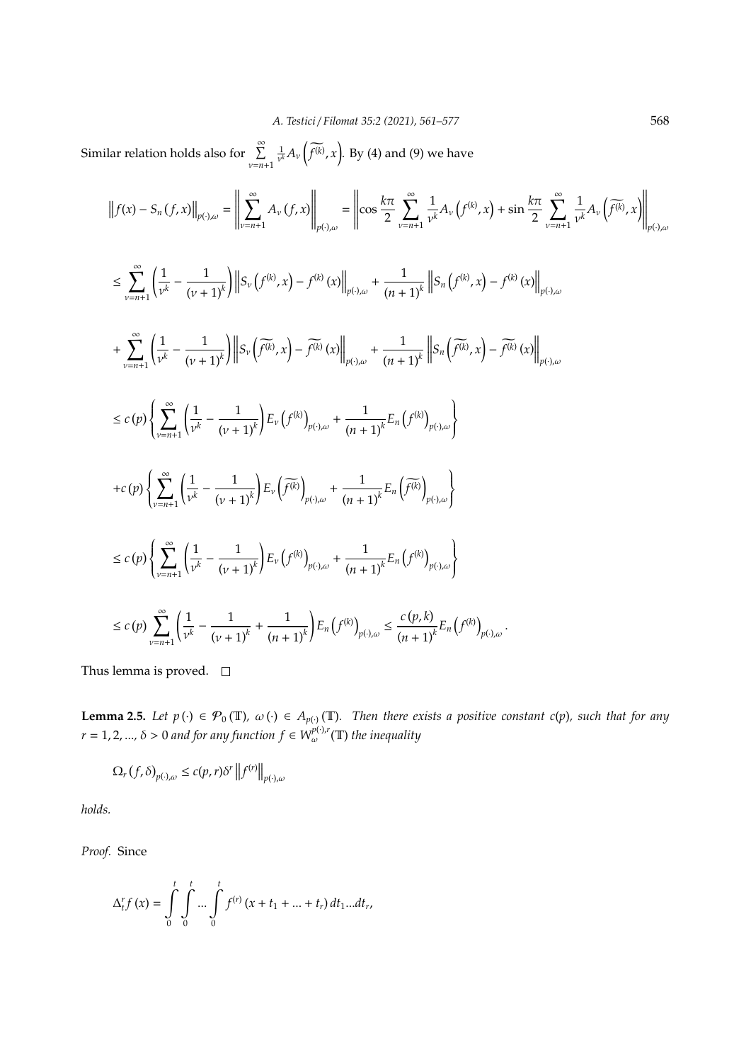Similar relation holds also for $\sum\limits_{\nu=n+1}^{\infty} \frac{1}{\nu^k} A_\nu\left(\widetilde{f^{(k)}}, x\right)$. By (4) and (9) we have

$$
\left\|f(x) - S_n(f,x)\right\|_{p(\cdot),\omega} = \left\|\sum_{\nu=n+1}^{\infty} A_\nu(f,x)\right\|_{p(\cdot),\omega} = \left\|\cos\frac{k\pi}{2}\sum_{\nu=n+1}^{\infty}\frac{1}{\nu^k}A_\nu\left(f^{(k)},x\right) + \sin\frac{k\pi}{2}\sum_{\nu=n+1}^{\infty}\frac{1}{\nu^k}A_\nu\left(\widetilde{f^{(k)}},x\right)\right\|_{p(\cdot),\omega}
$$

$$
\leq \sum_{\nu=n+1}^{\infty}\left(\frac{1}{\nu^k} - \frac{1}{(\nu+1)^k}\right)\left\|S_\nu\left(f^{(k)},x\right) - f^{(k)}(x)\right\|_{p(\cdot),\omega} + \frac{1}{(n+1)^k}\left\|S_n\left(f^{(k)},x\right) - f^{(k)}(x)\right\|_{p(\cdot),\omega}
$$

$$
+ \sum_{\nu=n+1}^{\infty}\left(\frac{1}{\nu^k} - \frac{1}{(\nu+1)^k}\right)\left\|S_\nu\left(\widetilde{f^{(k)}},x\right) - \widetilde{f^{(k)}}(x)\right\|_{p(\cdot),\omega} + \frac{1}{(n+1)^k}\left\|S_n\left(\widetilde{f^{(k)}},x\right) - \widetilde{f^{(k)}}(x)\right\|_{p(\cdot),\omega}
$$

$$
\leq c(p)\left\{\sum_{\nu=n+1}^{\infty}\left(\frac{1}{\nu^k} - \frac{1}{(\nu+1)^k}\right)E_\nu\left(f^{(k)}\right)_{p(\cdot),\omega} + \frac{1}{(n+1)^k}E_n\left(f^{(k)}\right)_{p(\cdot),\omega}\right\}
$$

$$
+ c(p)\left\{\sum_{\nu=n+1}^{\infty}\left(\frac{1}{\nu^k} - \frac{1}{(\nu+1)^k}\right)E_\nu\left(\widetilde{f^{(k)}}\right)_{p(\cdot),\omega} + \frac{1}{(n+1)^k}E_n\left(\widetilde{f^{(k)}}\right)_{p(\cdot),\omega}\right\}
$$

$$
\leq c(p)\left\{\sum_{\nu=n+1}^{\infty}\left(\frac{1}{\nu^k} - \frac{1}{(\nu+1)^k}\right)E_\nu\left(f^{(k)}\right)_{p(\cdot),\omega} + \frac{1}{(n+1)^k}E_n\left(f^{(k)}\right)_{p(\cdot),\omega}\right\}
$$

$$
\leq c(p)\sum_{\nu=n+1}^{\infty}\left(\frac{1}{\nu^k} - \frac{1}{(\nu+1)^k} + \frac{1}{(n+1)^k}\right)E_n\left(f^{(k)}\right)_{p(\cdot),\omega} \leq \frac{c(p,k)}{(n+1)^k}E_n\left(f^{(k)}\right)_{p(\cdot),\omega}.
$$

Thus lemma is proved. □

**Lemma 2.5.** *Let $p(\cdot) \in \mathcal{P}_0(\mathbb{T})$, $\omega(\cdot) \in A_{p(\cdot)}(\mathbb{T})$. Then there exists a positive constant $c(p)$, such that for any $r = 1, 2, ..., \delta > 0$ and for any function $f \in W_\omega^{p(\cdot),r}(\mathbb{T})$ the inequality*

$$
\Omega_r(f,\delta)_{p(\cdot),\omega} \leq c(p,r)\delta^r\left\|f^{(r)}\right\|_{p(\cdot),\omega}
$$

*holds.*

*Proof.* Since

$$
\Delta_t^r f(x) = \int_0^t\int_0^t \dots \int_0^t f^{(r)}(x + t_1 + \dots + t_r)\,dt_1 \dots dt_r,
$$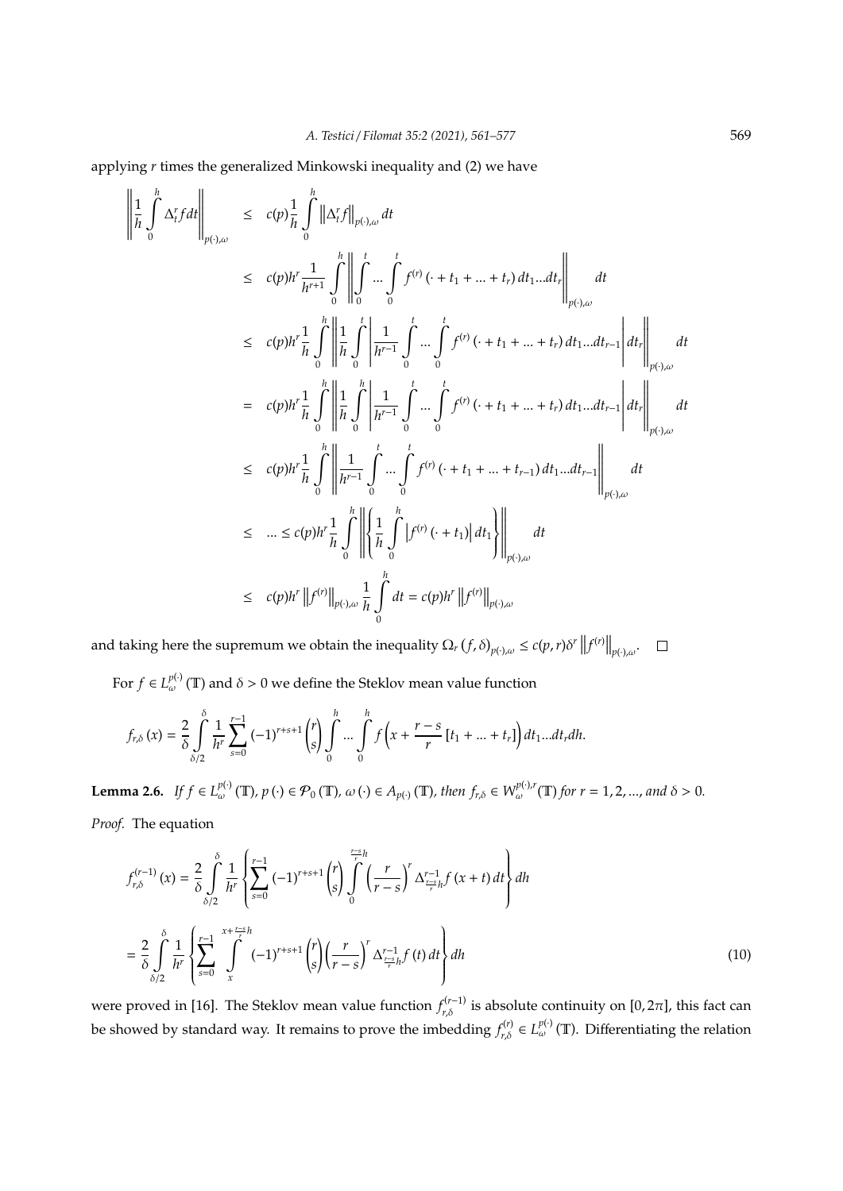applying $r$ times the generalized Minkowski inequality and (2) we have

$$
\begin{aligned}
\left\| \frac{1}{h} \int_0^h \Delta_t^r f dt \right\|_{p(\cdot),\omega} &\leq c(p) \frac{1}{h} \int_0^h \left\| \Delta_t^r f \right\|_{p(\cdot),\omega} dt \\
&\leq c(p) h^r \frac{1}{h^{r+1}} \int_0^h \left\| \int_0^t \ldots \int_0^t f^{(r)} \left( \cdot + t_1 + \ldots + t_r \right) dt_1 \ldots dt_r \right\|_{p(\cdot),\omega} dt \\
&\leq c(p) h^r \frac{1}{h} \int_0^h \left\| \frac{1}{h} \int_0^t \left| \frac{1}{h^{r-1}} \int_0^t \ldots \int_0^t f^{(r)} \left( \cdot + t_1 + \ldots + t_r \right) dt_1 \ldots dt_{r-1} \right| dt_r \right\|_{p(\cdot),\omega} dt \\
&= c(p) h^r \frac{1}{h} \int_0^h \left\| \frac{1}{h} \int_0^h \left| \frac{1}{h^{r-1}} \int_0^t \ldots \int_0^t f^{(r)} \left( \cdot + t_1 + \ldots + t_r \right) dt_1 \ldots dt_{r-1} \right| dt_r \right\|_{p(\cdot),\omega} dt \\
&\leq c(p) h^r \frac{1}{h} \int_0^h \left\| \frac{1}{h^{r-1}} \int_0^t \ldots \int_0^t f^{(r)} \left( \cdot + t_1 + \ldots + t_{r-1} \right) dt_1 \ldots dt_{r-1} \right\|_{p(\cdot),\omega} dt \\
&\leq \ldots \leq c(p) h^r \frac{1}{h} \int_0^h \left\| \left\{ \frac{1}{h} \int_0^h \left| f^{(r)} \left( \cdot + t_1 \right) \right| dt_1 \right\} \right\|_{p(\cdot),\omega} dt \\
&\leq c(p) h^r \left\| f^{(r)} \right\|_{p(\cdot),\omega} \frac{1}{h} \int_0^h dt = c(p) h^r \left\| f^{(r)} \right\|_{p(\cdot),\omega}
\end{aligned}
$$

and taking here the supremum we obtain the inequality $\Omega_r (f, \delta)_{p(\cdot),\omega} \leq c(p, r) \delta^r \left\| f^{(r)} \right\|_{p(\cdot),\omega}$. □

For $f \in L_\omega^{p(\cdot)} (\mathbb{T})$ and $\delta > 0$ we define the Steklov mean value function

$$
f_{r,\delta} (x) = \frac{2}{\delta} \int_{\delta/2}^{\delta} \frac{1}{h^r} \sum_{s=0}^{r-1} (-1)^{r+s+1} \binom{r}{s} \int_0^h \ldots \int_0^h f \left( x + \frac{r-s}{r} [t_1 + \ldots + t_r] \right) dt_1 \ldots dt_r dh.
$$

**Lemma 2.6.** *If $f \in L_\omega^{p(\cdot)} (\mathbb{T})$, $p(\cdot) \in \mathcal{P}_0 (\mathbb{T})$, $\omega (\cdot) \in A_{p(\cdot)} (\mathbb{T})$, then $f_{r,\delta} \in W_\omega^{p(\cdot),r}(\mathbb{T})$ for $r = 1, 2, \ldots,$ and $\delta > 0$.*

*Proof.* The equation

$$
\begin{aligned}
f_{r,\delta}^{(r-1)} (x) &= \frac{2}{\delta} \int_{\delta/2}^{\delta} \frac{1}{h^r} \left\{ \sum_{s=0}^{r-1} (-1)^{r+s+1} \binom{r}{s} \int_0^{\frac{r-s}{r}h} \left( \frac{r}{r-s} \right)^r \Delta_{\frac{r-s}{r}h}^{r-1} f (x+t) \, dt \right\} dh \\
&= \frac{2}{\delta} \int_{\delta/2}^{\delta} \frac{1}{h^r} \left\{ \sum_{s=0}^{r-1} \int_x^{x+\frac{r-s}{r}h} (-1)^{r+s+1} \binom{r}{s} \left( \frac{r}{r-s} \right)^r \Delta_{\frac{r-s}{r}h}^{r-1} f (t) \, dt \right\} dh \qquad (10)
\end{aligned}
$$

were proved in [16]. The Steklov mean value function $f_{r,\delta}^{(r-1)}$ is absolute continuity on $[0, 2\pi]$, this fact can be showed by standard way. It remains to prove the imbedding $f_{r,\delta}^{(r)} \in L_\omega^{p(\cdot)} (\mathbb{T})$. Differentiating the relation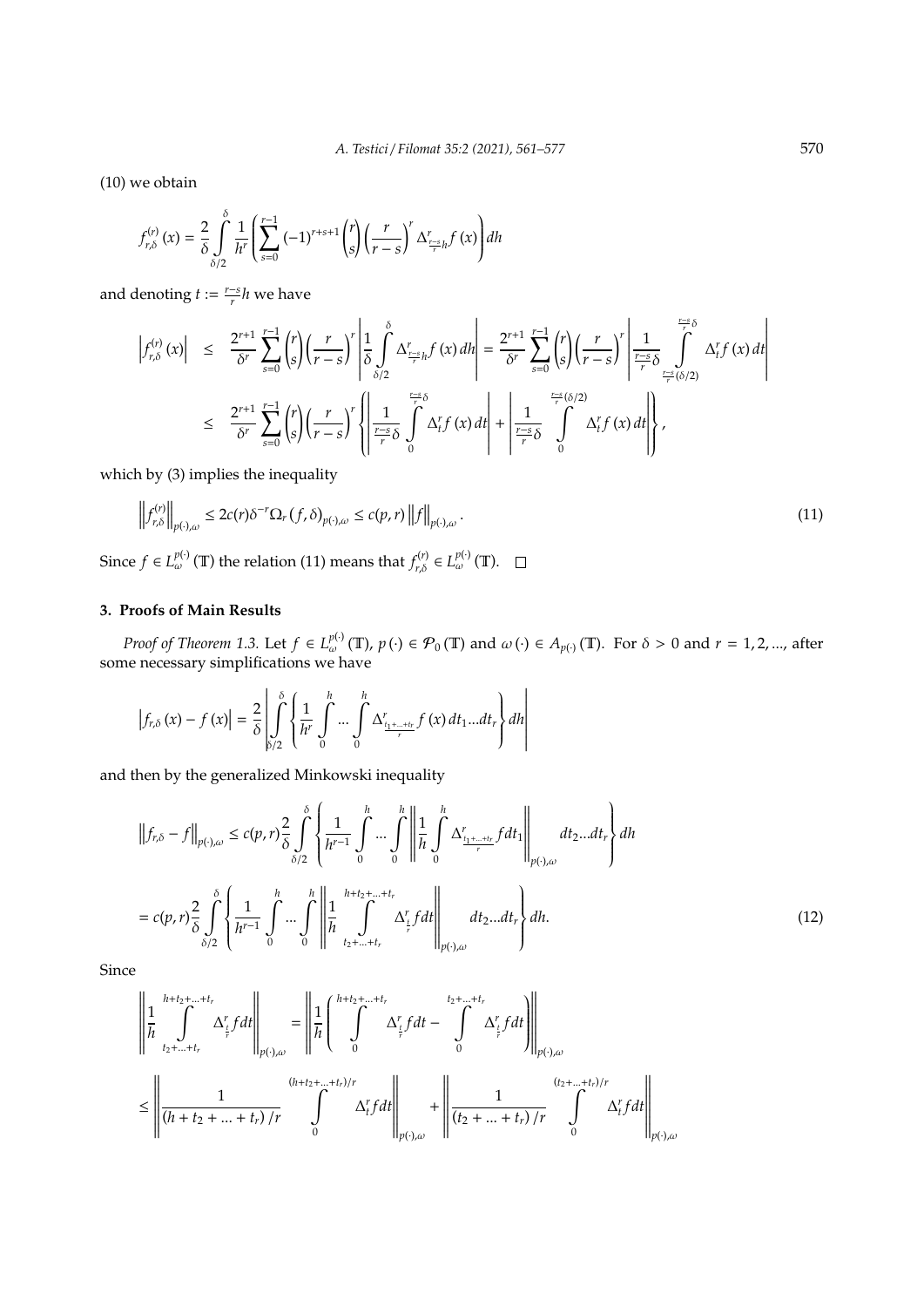(10) we obtain

$$f_{r,\delta}^{(r)}(x) = \frac{2}{\delta}\int\limits_{\delta/2}^{\delta} \frac{1}{h^r}\left(\sum_{s=0}^{r-1}(-1)^{r+s+1}\binom{r}{s}\left(\frac{r}{r-s}\right)^r \Delta^r_{\frac{r-s}{r}h} f(x)\right)dh$$

and denoting $t := \frac{r-s}{r}h$ we have

$$\begin{aligned}
\left|f_{r,\delta}^{(r)}(x)\right| &\leq \frac{2^{r+1}}{\delta^r}\sum_{s=0}^{r-1}\binom{r}{s}\left(\frac{r}{r-s}\right)^r\left|\frac{1}{\delta}\int\limits_{\delta/2}^{\delta}\Delta^r_{\frac{r-s}{r}h} f(x)\,dh\right| = \frac{2^{r+1}}{\delta^r}\sum_{s=0}^{r-1}\binom{r}{s}\left(\frac{r}{r-s}\right)^r\left|\frac{1}{\frac{r-s}{r}\delta}\int\limits_{\frac{r-s}{r}(\delta/2)}^{\frac{r-s}{r}\delta}\Delta^r_t f(x)\,dt\right| \\
&\leq \frac{2^{r+1}}{\delta^r}\sum_{s=0}^{r-1}\binom{r}{s}\left(\frac{r}{r-s}\right)^r\left\{\left|\frac{1}{\frac{r-s}{r}\delta}\int\limits_{0}^{\frac{r-s}{r}\delta}\Delta^r_t f(x)\,dt\right| + \left|\frac{1}{\frac{r-s}{r}\delta}\int\limits_{0}^{\frac{r-s}{r}(\delta/2)}\Delta^r_t f(x)\,dt\right|\right\},
\end{aligned}$$

which by (3) implies the inequality

$$\left\|f_{r,\delta}^{(r)}\right\|_{p(\cdot),\omega} \leq 2c(r)\delta^{-r}\Omega_r(f,\delta)_{p(\cdot),\omega} \leq c(p,r)\left\|f\right\|_{p(\cdot),\omega}. \tag{11}$$

Since $f \in L^{p(\cdot)}_{\omega}(\mathbb{T})$ the relation (11) means that $f_{r,\delta}^{(r)} \in L^{p(\cdot)}_{\omega}(\mathbb{T})$. $\square$

## 3. Proofs of Main Results

*Proof of Theorem 1.3.* Let $f \in L^{p(\cdot)}_{\omega}(\mathbb{T})$, $p(\cdot) \in \mathcal{P}_0(\mathbb{T})$ and $\omega(\cdot) \in A_{p(\cdot)}(\mathbb{T})$. For $\delta > 0$ and $r = 1, 2, ...$, after some necessary simplifications we have

$$\left|f_{r,\delta}(x) - f(x)\right| = \frac{2}{\delta}\left|\int\limits_{\delta/2}^{\delta}\left\{\frac{1}{h^r}\int\limits_0^h ... \int\limits_0^h \Delta^r_{\frac{t_1+...+t_r}{r}} f(x)\,dt_1...dt_r\right\}dh\right|$$

and then by the generalized Minkowski inequality

$$\begin{aligned}
\left\|f_{r,\delta} - f\right\|_{p(\cdot),\omega} &\leq c(p,r)\frac{2}{\delta}\int\limits_{\delta/2}^{\delta}\left\{\frac{1}{h^{r-1}}\int\limits_0^h ... \int\limits_0^h\left\|\frac{1}{h}\int\limits_0^h \Delta^r_{\frac{t_1+...+t_r}{r}} f\,dt_1\right\|_{p(\cdot),\omega} dt_2...dt_r\right\}dh \\
&= c(p,r)\frac{2}{\delta}\int\limits_{\delta/2}^{\delta}\left\{\frac{1}{h^{r-1}}\int\limits_0^h ... \int\limits_0^h\left\|\frac{1}{h}\int\limits_{t_2+...+t_r}^{h+t_2+...+t_r} \Delta^r_{\frac{t}{r}} f\,dt\right\|_{p(\cdot),\omega} dt_2...dt_r\right\}dh.
\end{aligned} \tag{12}$$

Since

$$\begin{aligned}
\left\|\frac{1}{h}\int\limits_{t_2+...+t_r}^{h+t_2+...+t_r}\Delta^r_{\frac{t}{r}} f\,dt\right\|_{p(\cdot),\omega} &= \left\|\frac{1}{h}\left(\int\limits_0^{h+t_2+...+t_r}\Delta^r_{\frac{t}{r}} f\,dt - \int\limits_0^{t_2+...+t_r}\Delta^r_{\frac{t}{r}} f\,dt\right)\right\|_{p(\cdot),\omega} \\
&\leq \left\|\frac{1}{(h+t_2+...+t_r)/r}\int\limits_0^{(h+t_2+...+t_r)/r}\Delta^r_t f\,dt\right\|_{p(\cdot),\omega} + \left\|\frac{1}{(t_2+...+t_r)/r}\int\limits_0^{(t_2+...+t_r)/r}\Delta^r_t f\,dt\right\|_{p(\cdot),\omega}
\end{aligned}$$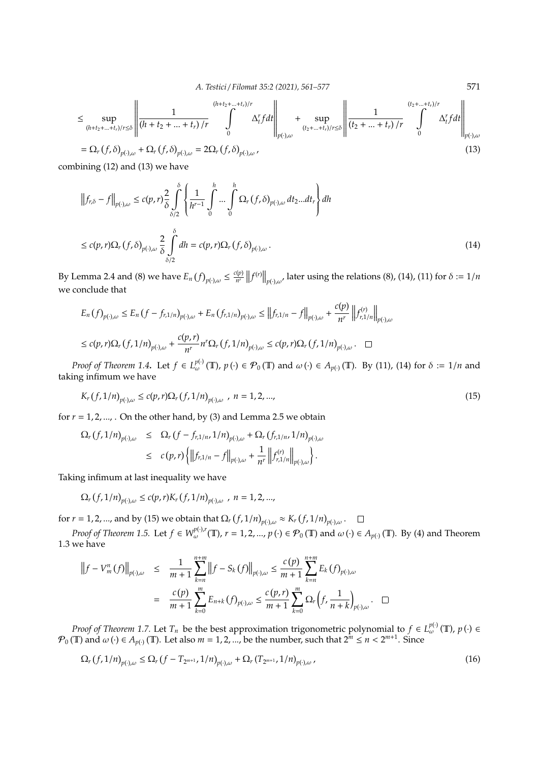$$\leq \sup_{(h+t_2+...+t_r)/r \leq \delta} \left\| \frac{1}{(h+t_2+...+t_r)/r} \int_0^{(h+t_2+...+t_r)/r} \Delta_t^r f dt \right\|_{p(\cdot),\omega} + \sup_{(t_2+...+t_r)/r \leq \delta} \left\| \frac{1}{(t_2+...+t_r)/r} \int_0^{(t_2+...+t_r)/r} \Delta_t^r f dt \right\|_{p(\cdot),\omega}$$

$$= \Omega_r(f,\delta)_{p(\cdot),\omega} + \Omega_r(f,\delta)_{p(\cdot),\omega} = 2\Omega_r(f,\delta)_{p(\cdot),\omega}, \tag{13}$$

combining (12) and (13) we have

$$\left\|f_{r,\delta} - f\right\|_{p(\cdot),\omega} \leq c(p,r)\frac{2}{\delta}\int_{\delta/2}^{\delta} \left\{ \frac{1}{h^{r-1}} \int_0^h ... \int_0^h \Omega_r(f,\delta)_{p(\cdot),\omega} dt_2...dt_r \right\} dh$$

$$\leq c(p,r)\Omega_r(f,\delta)_{p(\cdot),\omega} \frac{2}{\delta} \int_{\delta/2}^{\delta} dh = c(p,r)\Omega_r(f,\delta)_{p(\cdot),\omega}. \tag{14}$$

By Lemma 2.4 and (8) we have $E_n(f)_{p(\cdot),\omega} \leq \frac{c(p)}{n^r}\left\|f^{(r)}\right\|_{p(\cdot),\omega}$, later using the relations (8), (14), (11) for $\delta := 1/n$ we conclude that

$$E_n(f)_{p(\cdot),\omega} \leq E_n(f - f_{r,1/n})_{p(\cdot),\omega} + E_n(f_{r,1/n})_{p(\cdot),\omega} \leq \left\|f_{r,1/n} - f\right\|_{p(\cdot),\omega} + \frac{c(p)}{n^r}\left\|f_{r,1/n}^{(r)}\right\|_{p(\cdot),\omega}$$

$$\leq c(p,r)\Omega_r(f,1/n)_{p(\cdot),\omega} + \frac{c(p,r)}{n^r} n^r \Omega_r(f,1/n)_{p(\cdot),\omega} \leq c(p,r)\Omega_r(f,1/n)_{p(\cdot),\omega}. \quad \square$$

*Proof of Theorem 1.4.* Let $f \in L_\omega^{p(\cdot)}(\mathbb{T})$, $p(\cdot) \in \mathcal{P}_0(\mathbb{T})$ and $\omega(\cdot) \in A_{p(\cdot)}(\mathbb{T})$. By (11), (14) for $\delta := 1/n$ and taking infimum we have

$$K_r(f,1/n)_{p(\cdot),\omega} \leq c(p,r)\Omega_r(f,1/n)_{p(\cdot),\omega}, \ n = 1,2,..., \tag{15}$$

for $r = 1,2,...,$. On the other hand, by (3) and Lemma 2.5 we obtain

$$\begin{aligned} \Omega_r(f,1/n)_{p(\cdot),\omega} &\leq \Omega_r(f - f_{r,1/n},1/n)_{p(\cdot),\omega} + \Omega_r(f_{r,1/n},1/n)_{p(\cdot),\omega} \\ &\leq c(p,r)\left\{ \left\|f_{r,1/n} - f\right\|_{p(\cdot),\omega} + \frac{1}{n^r}\left\|f_{r,1/n}^{(r)}\right\|_{p(\cdot),\omega} \right\}. \end{aligned}$$

Taking infimum at last inequality we have

$$\Omega_r(f,1/n)_{p(\cdot),\omega} \leq c(p,r)K_r(f,1/n)_{p(\cdot),\omega}, \ n = 1,2,...,$$

for $r = 1,2,...,$ and by (15) we obtain that $\Omega_r(f,1/n)_{p(\cdot),\omega} \approx K_r(f,1/n)_{p(\cdot),\omega}$. $\square$

*Proof of Theorem 1.5.* Let $f \in W_\omega^{p(\cdot),r}(\mathbb{T})$, $r = 1,2,...,$ $p(\cdot) \in \mathcal{P}_0(\mathbb{T})$ and $\omega(\cdot) \in A_{p(\cdot)}(\mathbb{T})$. By (4) and Theorem 1.3 we have

$$\begin{aligned} \left\|f - V_m^n(f)\right\|_{p(\cdot),\omega} &\leq \frac{1}{m+1}\sum_{k=n}^{n+m}\left\|f - S_k(f)\right\|_{p(\cdot),\omega} \leq \frac{c(p)}{m+1}\sum_{k=n}^{n+m} E_k(f)_{p(\cdot),\omega} \\ &= \frac{c(p)}{m+1}\sum_{k=0}^{m} E_{n+k}(f)_{p(\cdot),\omega} \leq \frac{c(p,r)}{m+1}\sum_{k=0}^{m}\Omega_r\left(f,\frac{1}{n+k}\right)_{p(\cdot),\omega}. \quad \square \end{aligned}$$

*Proof of Theorem 1.7.* Let $T_n$ be the best approximation trigonometric polynomial to $f \in L_\omega^{p(\cdot)}(\mathbb{T})$, $p(\cdot) \in \mathcal{P}_0(\mathbb{T})$ and $\omega(\cdot) \in A_{p(\cdot)}(\mathbb{T})$. Let also $m = 1,2,...,$ be the number, such that $2^m \leq n < 2^{m+1}$. Since

$$\Omega_r(f,1/n)_{p(\cdot),\omega} \leq \Omega_r(f - T_{2^{m+1}},1/n)_{p(\cdot),\omega} + \Omega_r(T_{2^{m+1}},1/n)_{p(\cdot),\omega}, \tag{16}$$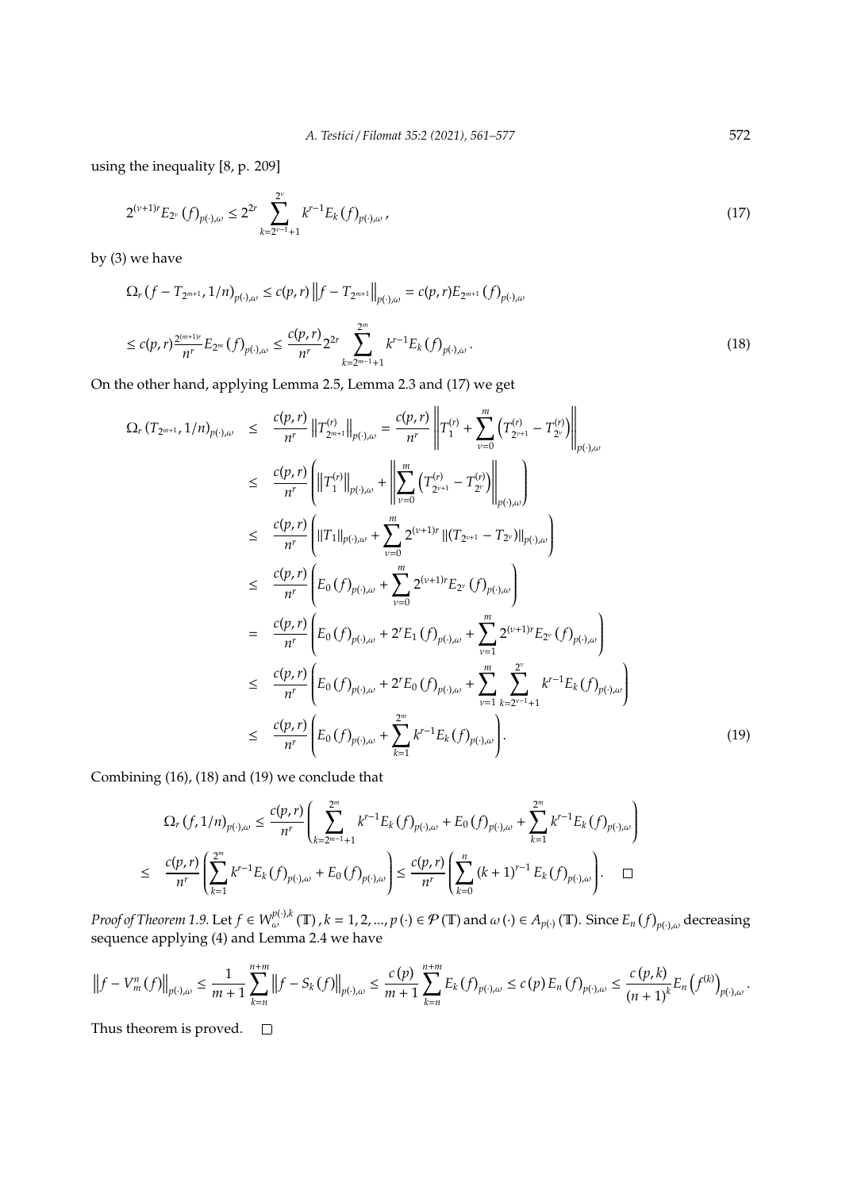using the inequality [8, p. 209]

$$2^{(\nu+1)r} E_{2^\nu}(f)_{p(\cdot),\omega} \leq 2^{2r} \sum_{k=2^{\nu-1}+1}^{2^\nu} k^{r-1} E_k(f)_{p(\cdot),\omega}, \tag{17}$$

by (3) we have

$$\Omega_r\left(f - T_{2^{m+1}}, 1/n\right)_{p(\cdot),\omega} \leq c(p,r) \left\| f - T_{2^{m+1}} \right\|_{p(\cdot),\omega} = c(p,r) E_{2^{m+1}}(f)_{p(\cdot),\omega}$$

$$\leq c(p,r) \frac{2^{(m+1)r}}{n^r} E_{2^m}(f)_{p(\cdot),\omega} \leq \frac{c(p,r)}{n^r} 2^{2r} \sum_{k=2^{m-1}+1}^{2^m} k^{r-1} E_k(f)_{p(\cdot),\omega}. \tag{18}$$

On the other hand, applying Lemma 2.5, Lemma 2.3 and (17) we get

$$\begin{aligned}
\Omega_r\left(T_{2^{m+1}}, 1/n\right)_{p(\cdot),\omega} &\leq \frac{c(p,r)}{n^r} \left\| T_{2^{m+1}}^{(r)} \right\|_{p(\cdot),\omega} = \frac{c(p,r)}{n^r} \left\| T_1^{(r)} + \sum_{\nu=0}^{m} \left( T_{2^{\nu+1}}^{(r)} - T_{2^\nu}^{(r)} \right) \right\|_{p(\cdot),\omega} \\
&\leq \frac{c(p,r)}{n^r} \left( \left\| T_1^{(r)} \right\|_{p(\cdot),\omega} + \left\| \sum_{\nu=0}^{m} \left( T_{2^{\nu+1}}^{(r)} - T_{2^\nu}^{(r)} \right) \right\|_{p(\cdot),\omega} \right) \\
&\leq \frac{c(p,r)}{n^r} \left( \left\| T_1 \right\|_{p(\cdot),\omega} + \sum_{\nu=0}^{m} 2^{(\nu+1)r} \left\| \left( T_{2^{\nu+1}} - T_{2^\nu} \right) \right\|_{p(\cdot),\omega} \right) \\
&\leq \frac{c(p,r)}{n^r} \left( E_0(f)_{p(\cdot),\omega} + \sum_{\nu=0}^{m} 2^{(\nu+1)r} E_{2^\nu}(f)_{p(\cdot),\omega} \right) \\
&= \frac{c(p,r)}{n^r} \left( E_0(f)_{p(\cdot),\omega} + 2^r E_1(f)_{p(\cdot),\omega} + \sum_{\nu=1}^{m} 2^{(\nu+1)r} E_{2^\nu}(f)_{p(\cdot),\omega} \right) \\
&\leq \frac{c(p,r)}{n^r} \left( E_0(f)_{p(\cdot),\omega} + 2^r E_0(f)_{p(\cdot),\omega} + \sum_{\nu=1}^{m} \sum_{k=2^{\nu-1}+1}^{2^\nu} k^{r-1} E_k(f)_{p(\cdot),\omega} \right) \\
&\leq \frac{c(p,r)}{n^r} \left( E_0(f)_{p(\cdot),\omega} + \sum_{k=1}^{2^m} k^{r-1} E_k(f)_{p(\cdot),\omega} \right).
\end{aligned} \tag{19}$$

Combining (16), (18) and (19) we conclude that

$$\Omega_r(f, 1/n)_{p(\cdot),\omega} \leq \frac{c(p,r)}{n^r} \left( \sum_{k=2^{m-1}+1}^{2^m} k^{r-1} E_k(f)_{p(\cdot),\omega} + E_0(f)_{p(\cdot),\omega} + \sum_{k=1}^{2^m} k^{r-1} E_k(f)_{p(\cdot),\omega} \right)$$

$$\leq \frac{c(p,r)}{n^r} \left( \sum_{k=1}^{2^m} k^{r-1} E_k(f)_{p(\cdot),\omega} + E_0(f)_{p(\cdot),\omega} \right) \leq \frac{c(p,r)}{n^r} \left( \sum_{k=0}^{n} (k+1)^{r-1} E_k(f)_{p(\cdot),\omega} \right). \quad \square$$

*Proof of Theorem 1.9.* Let $f \in W_\omega^{p(\cdot),k}(\mathbb{T})$, $k = 1, 2, ..., p(\cdot) \in \mathcal{P}(\mathbb{T})$ and $\omega(\cdot) \in A_{p(\cdot)}(\mathbb{T})$. Since $E_n(f)_{p(\cdot),\omega}$ decreasing sequence applying (4) and Lemma 2.4 we have

$$\left\| f - V_m^n(f) \right\|_{p(\cdot),\omega} \leq \frac{1}{m+1} \sum_{k=n}^{n+m} \left\| f - S_k(f) \right\|_{p(\cdot),\omega} \leq \frac{c(p)}{m+1} \sum_{k=n}^{n+m} E_k(f)_{p(\cdot),\omega} \leq c(p) E_n(f)_{p(\cdot),\omega} \leq \frac{c(p,k)}{(n+1)^k} E_n\left(f^{(k)}\right)_{p(\cdot),\omega}.$$

Thus theorem is proved. $\square$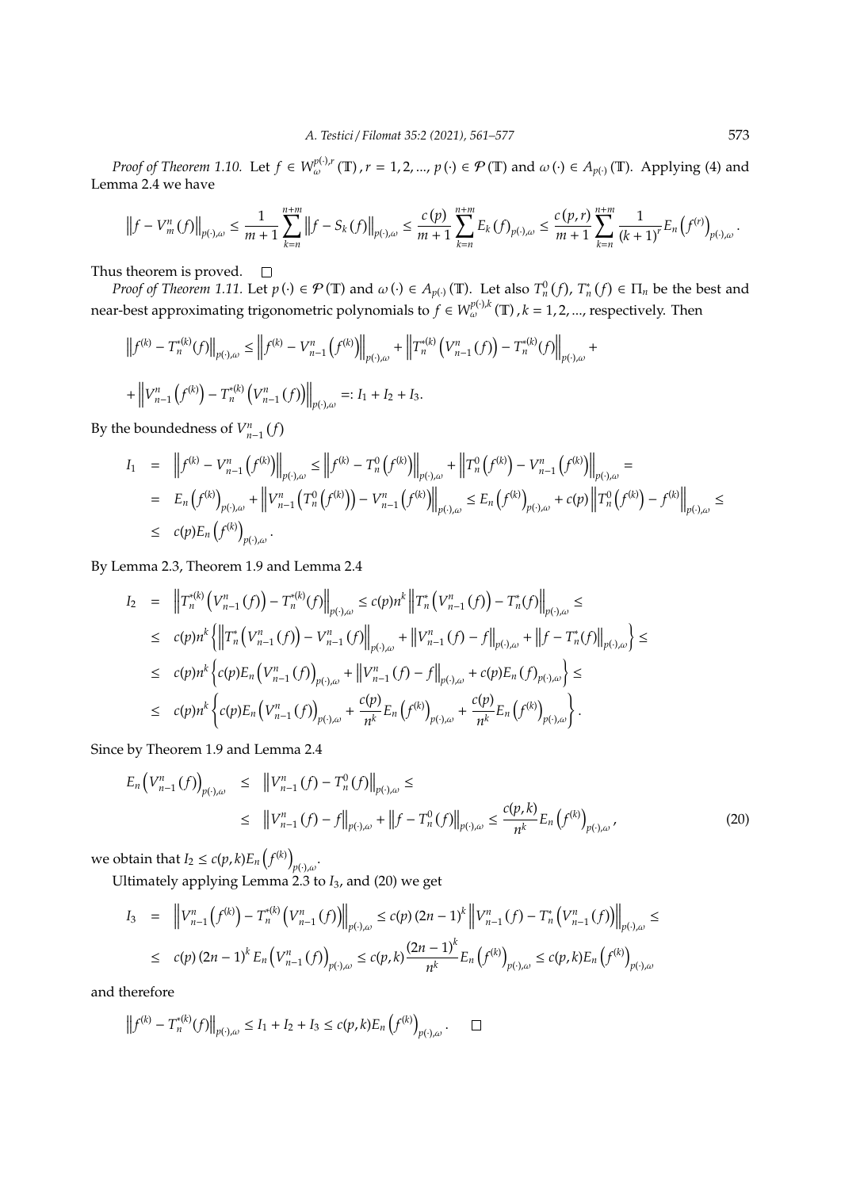*Proof of Theorem 1.10.* Let $f \in W_{\omega}^{p(\cdot),r}(\mathbb{T}), r = 1, 2, ..., p(\cdot) \in \mathcal{P}(\mathbb{T})$ and $\omega(\cdot) \in A_{p(\cdot)}(\mathbb{T})$. Applying (4) and Lemma 2.4 we have

$$\left\|f - V_m^n(f)\right\|_{p(\cdot),\omega} \leq \frac{1}{m+1}\sum_{k=n}^{n+m}\left\|f - S_k(f)\right\|_{p(\cdot),\omega} \leq \frac{c(p)}{m+1}\sum_{k=n}^{n+m}E_k(f)_{p(\cdot),\omega} \leq \frac{c(p,r)}{m+1}\sum_{k=n}^{n+m}\frac{1}{(k+1)^r}E_n\left(f^{(r)}\right)_{p(\cdot),\omega}.$$

Thus theorem is proved. $\square$

*Proof of Theorem 1.11.* Let $p(\cdot) \in \mathcal{P}(\mathbb{T})$ and $\omega(\cdot) \in A_{p(\cdot)}(\mathbb{T})$. Let also $T_n^0(f)$, $T_n^*(f) \in \Pi_n$ be the best and near-best approximating trigonometric polynomials to $f \in W_{\omega}^{p(\cdot),k}(\mathbb{T}), k = 1, 2, ...$, respectively. Then

$$\left\|f^{(k)} - T_n^{*(k)}(f)\right\|_{p(\cdot),\omega} \leq \left\|f^{(k)} - V_{n-1}^n\left(f^{(k)}\right)\right\|_{p(\cdot),\omega} + \left\|T_n^{*(k)}\left(V_{n-1}^n(f)\right) - T_n^{*(k)}(f)\right\|_{p(\cdot),\omega} +$$

$$+\left\|V_{n-1}^n\left(f^{(k)}\right) - T_n^{*(k)}\left(V_{n-1}^n(f)\right)\right\|_{p(\cdot),\omega} =: I_1 + I_2 + I_3.$$

By the boundedness of $V_{n-1}^n(f)$

$$\begin{aligned}
I_1 &= \left\|f^{(k)} - V_{n-1}^n\left(f^{(k)}\right)\right\|_{p(\cdot),\omega} \leq \left\|f^{(k)} - T_n^0\left(f^{(k)}\right)\right\|_{p(\cdot),\omega} + \left\|T_n^0\left(f^{(k)}\right) - V_{n-1}^n\left(f^{(k)}\right)\right\|_{p(\cdot),\omega} = \\
&= E_n\left(f^{(k)}\right)_{p(\cdot),\omega} + \left\|V_{n-1}^n\left(T_n^0\left(f^{(k)}\right)\right) - V_{n-1}^n\left(f^{(k)}\right)\right\|_{p(\cdot),\omega} \leq E_n\left(f^{(k)}\right)_{p(\cdot),\omega} + c(p)\left\|T_n^0\left(f^{(k)}\right) - f^{(k)}\right\|_{p(\cdot),\omega} \leq \\
&\leq c(p)E_n\left(f^{(k)}\right)_{p(\cdot),\omega}.
\end{aligned}$$

By Lemma 2.3, Theorem 1.9 and Lemma 2.4

$$\begin{aligned}
I_2 &= \left\|T_n^{*(k)}\left(V_{n-1}^n(f)\right) - T_n^{*(k)}(f)\right\|_{p(\cdot),\omega} \leq c(p)n^k\left\|T_n^*\left(V_{n-1}^n(f)\right) - T_n^*(f)\right\|_{p(\cdot),\omega} \leq \\
&\leq c(p)n^k\left\{\left\|T_n^*\left(V_{n-1}^n(f)\right) - V_{n-1}^n(f)\right\|_{p(\cdot),\omega} + \left\|V_{n-1}^n(f) - f\right\|_{p(\cdot),\omega} + \left\|f - T_n^*(f)\right\|_{p(\cdot),\omega}\right\} \leq \\
&\leq c(p)n^k\left\{c(p)E_n\left(V_{n-1}^n(f)\right)_{p(\cdot),\omega} + \left\|V_{n-1}^n(f) - f\right\|_{p(\cdot),\omega} + c(p)E_n(f)_{p(\cdot),\omega}\right\} \leq \\
&\leq c(p)n^k\left\{c(p)E_n\left(V_{n-1}^n(f)\right)_{p(\cdot),\omega} + \frac{c(p)}{n^k}E_n\left(f^{(k)}\right)_{p(\cdot),\omega} + \frac{c(p)}{n^k}E_n\left(f^{(k)}\right)_{p(\cdot),\omega}\right\}.
\end{aligned}$$

Since by Theorem 1.9 and Lemma 2.4

$$\begin{aligned}
E_n\left(V_{n-1}^n(f)\right)_{p(\cdot),\omega} &\leq \left\|V_{n-1}^n(f) - T_n^0(f)\right\|_{p(\cdot),\omega} \leq \\
&\leq \left\|V_{n-1}^n(f) - f\right\|_{p(\cdot),\omega} + \left\|f - T_n^0(f)\right\|_{p(\cdot),\omega} \leq \frac{c(p,k)}{n^k}E_n\left(f^{(k)}\right)_{p(\cdot),\omega},
\end{aligned} \tag{20}$$

we obtain that $I_2 \leq c(p,k)E_n\left(f^{(k)}\right)_{p(\cdot),\omega}$.

Ultimately applying Lemma 2.3 to $I_3$, and (20) we get

$$\begin{aligned}
I_3 &= \left\|V_{n-1}^n\left(f^{(k)}\right) - T_n^{*(k)}\left(V_{n-1}^n(f)\right)\right\|_{p(\cdot),\omega} \leq c(p)(2n-1)^k\left\|V_{n-1}^n(f) - T_n^*\left(V_{n-1}^n(f)\right)\right\|_{p(\cdot),\omega} \leq \\
&\leq c(p)(2n-1)^k E_n\left(V_{n-1}^n(f)\right)_{p(\cdot),\omega} \leq c(p,k)\frac{(2n-1)^k}{n^k}E_n\left(f^{(k)}\right)_{p(\cdot),\omega} \leq c(p,k)E_n\left(f^{(k)}\right)_{p(\cdot),\omega}
\end{aligned}$$

and therefore

$$\left\|f^{(k)} - T_n^{*(k)}(f)\right\|_{p(\cdot),\omega} \leq I_1 + I_2 + I_3 \leq c(p,k)E_n\left(f^{(k)}\right)_{p(\cdot),\omega}. \quad \square$$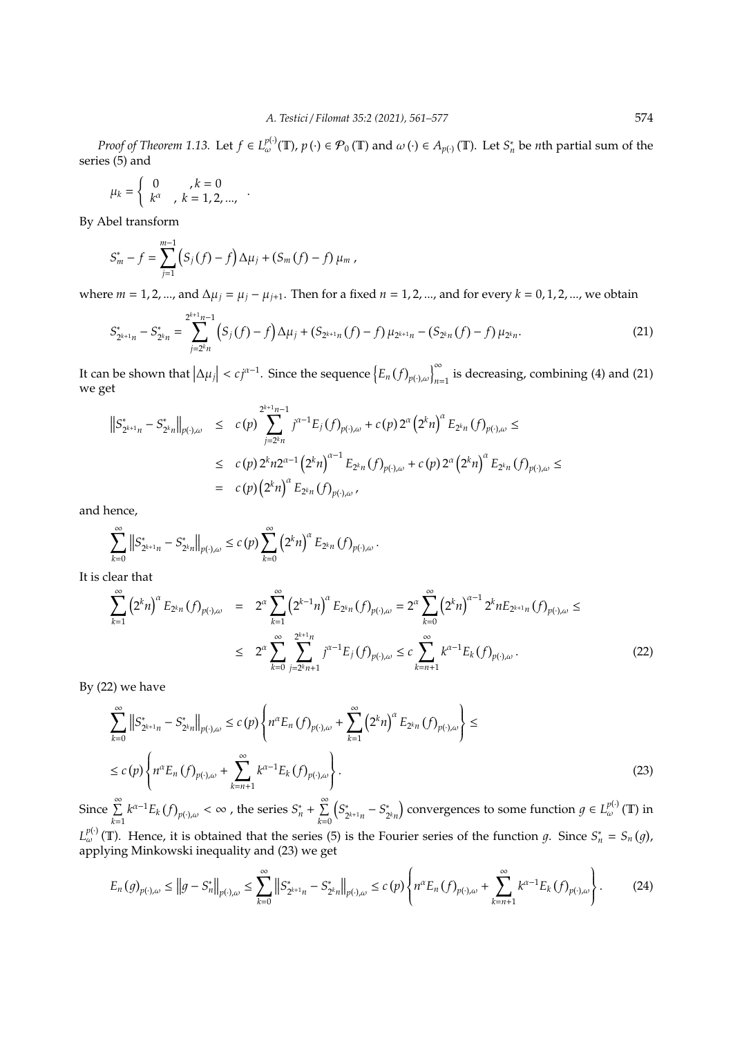*Proof of Theorem 1.13.* Let $f \in L^{p(\cdot)}_{\omega}(\mathbb{T})$, $p(\cdot) \in \mathcal{P}_0(\mathbb{T})$ and $\omega(\cdot) \in A_{p(\cdot)}(\mathbb{T})$. Let $S^*_n$ be $n$th partial sum of the series (5) and

$$\mu_k = \begin{cases} 0 & , k = 0 \\ k^{\alpha} & , k = 1, 2, ..., \end{cases}.$$

By Abel transform

$$S^*_m - f = \sum_{j=1}^{m-1} \left(S_j(f) - f\right) \Delta\mu_j + \left(S_m(f) - f\right) \mu_m ,$$

where $m = 1, 2, ...,$ and $\Delta\mu_j = \mu_j - \mu_{j+1}$. Then for a fixed $n = 1, 2, ...,$ and for every $k = 0, 1, 2, ...,$ we obtain

$$S^*_{2^{k+1}n} - S^*_{2^k n} = \sum_{j=2^k n}^{2^{k+1}n-1} \left(S_j(f) - f\right) \Delta\mu_j + \left(S_{2^{k+1}n}(f) - f\right) \mu_{2^{k+1}n} - \left(S_{2^k n}(f) - f\right) \mu_{2^k n}. \tag{21}$$

It can be shown that $\left|\Delta\mu_j\right| < c j^{\alpha-1}$. Since the sequence $\left\{E_n(f)_{p(\cdot),\omega}\right\}_{n=1}^{\infty}$ is decreasing, combining (4) and (21) we get

$$\begin{aligned}
\left\|S^*_{2^{k+1}n} - S^*_{2^k n}\right\|_{p(\cdot),\omega} &\leq c(p) \sum_{j=2^k n}^{2^{k+1}n-1} j^{\alpha-1} E_j(f)_{p(\cdot),\omega} + c(p)\, 2^{\alpha} \left(2^k n\right)^{\alpha} E_{2^k n}(f)_{p(\cdot),\omega} \leq \\
&\leq c(p)\, 2^k n 2^{\alpha-1} \left(2^k n\right)^{\alpha-1} E_{2^k n}(f)_{p(\cdot),\omega} + c(p)\, 2^{\alpha} \left(2^k n\right)^{\alpha} E_{2^k n}(f)_{p(\cdot),\omega} \leq \\
&= c(p) \left(2^k n\right)^{\alpha} E_{2^k n}(f)_{p(\cdot),\omega},
\end{aligned}$$

and hence,

$$\sum_{k=0}^{\infty} \left\|S^*_{2^{k+1}n} - S^*_{2^k n}\right\|_{p(\cdot),\omega} \leq c(p) \sum_{k=0}^{\infty} \left(2^k n\right)^{\alpha} E_{2^k n}(f)_{p(\cdot),\omega}.$$

It is clear that

$$\begin{aligned}
\sum_{k=1}^{\infty} \left(2^k n\right)^{\alpha} E_{2^k n}(f)_{p(\cdot),\omega} &= 2^{\alpha} \sum_{k=1}^{\infty} \left(2^{k-1} n\right)^{\alpha} E_{2^k n}(f)_{p(\cdot),\omega} = 2^{\alpha} \sum_{k=0}^{\infty} \left(2^k n\right)^{\alpha-1} 2^k n E_{2^{k+1}n}(f)_{p(\cdot),\omega} \leq \\
&\leq 2^{\alpha} \sum_{k=0}^{\infty} \sum_{j=2^k n+1}^{2^{k+1}n} j^{\alpha-1} E_j(f)_{p(\cdot),\omega} \leq c \sum_{k=n+1}^{\infty} k^{\alpha-1} E_k(f)_{p(\cdot),\omega}.
\end{aligned} \tag{22}$$

By (22) we have

$$\begin{aligned}
&\sum_{k=0}^{\infty} \left\|S^*_{2^{k+1}n} - S^*_{2^k n}\right\|_{p(\cdot),\omega} \leq c(p) \left\{ n^{\alpha} E_n(f)_{p(\cdot),\omega} + \sum_{k=1}^{\infty} \left(2^k n\right)^{\alpha} E_{2^k n}(f)_{p(\cdot),\omega} \right\} \leq \\
&\leq c(p) \left\{ n^{\alpha} E_n(f)_{p(\cdot),\omega} + \sum_{k=n+1}^{\infty} k^{\alpha-1} E_k(f)_{p(\cdot),\omega} \right\}.
\end{aligned} \tag{23}$$

Since $\sum_{k=1}^{\infty} k^{\alpha-1} E_k(f)_{p(\cdot),\omega} < \infty$ , the series $S^*_n + \sum_{k=0}^{\infty} \left(S^*_{2^{k+1}n} - S^*_{2^k n}\right)$ convergences to some function $g \in L^{p(\cdot)}_{\omega}(\mathbb{T})$ in $L^{p(\cdot)}_{\omega}(\mathbb{T})$. Hence, it is obtained that the series (5) is the Fourier series of the function $g$. Since $S^*_n = S_n(g)$, applying Minkowski inequality and (23) we get

$$E_n(g)_{p(\cdot),\omega} \leq \left\|g - S^*_n\right\|_{p(\cdot),\omega} \leq \sum_{k=0}^{\infty} \left\|S^*_{2^{k+1}n} - S^*_{2^k n}\right\|_{p(\cdot),\omega} \leq c(p) \left\{ n^{\alpha} E_n(f)_{p(\cdot),\omega} + \sum_{k=n+1}^{\infty} k^{\alpha-1} E_k(f)_{p(\cdot),\omega} \right\}. \tag{24}$$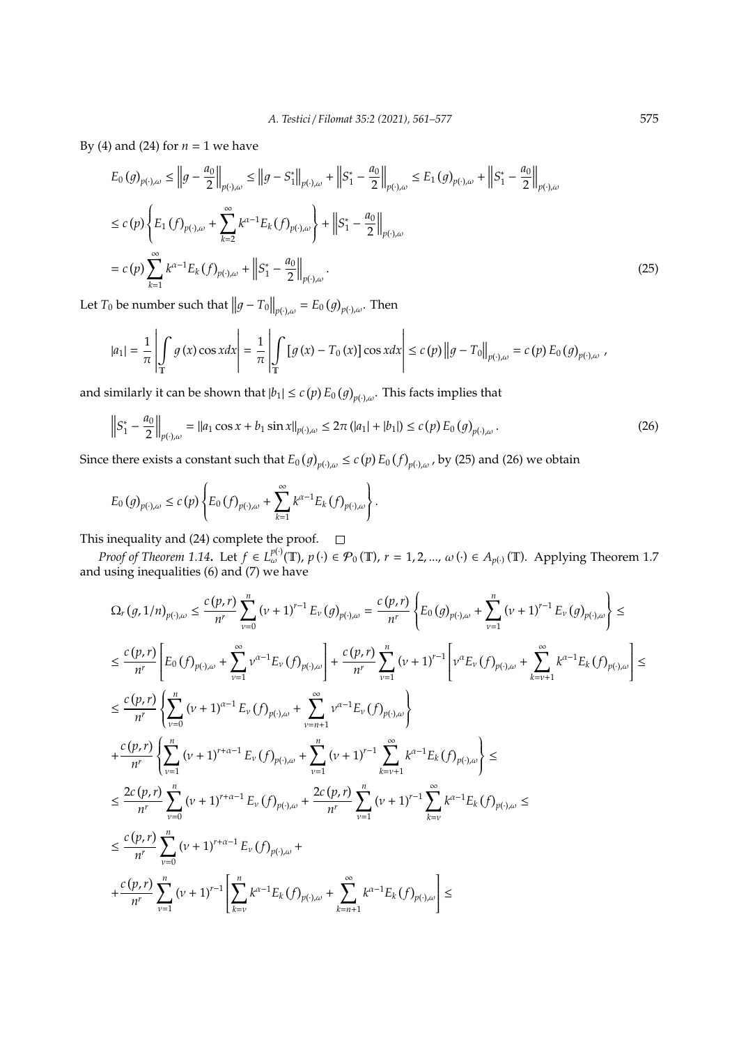By (4) and (24) for $n = 1$ we have

$$E_0(g)_{p(\cdot),\omega} \leq \left\| g - \frac{a_0}{2} \right\|_{p(\cdot),\omega} \leq \left\| g - S_1^* \right\|_{p(\cdot),\omega} + \left\| S_1^* - \frac{a_0}{2} \right\|_{p(\cdot),\omega} \leq E_1(g)_{p(\cdot),\omega} + \left\| S_1^* - \frac{a_0}{2} \right\|_{p(\cdot),\omega}$$

$$\leq c(p) \left\{ E_1(f)_{p(\cdot),\omega} + \sum_{k=2}^{\infty} k^{\alpha-1} E_k(f)_{p(\cdot),\omega} \right\} + \left\| S_1^* - \frac{a_0}{2} \right\|_{p(\cdot),\omega}$$

$$= c(p) \sum_{k=1}^{\infty} k^{\alpha-1} E_k(f)_{p(\cdot),\omega} + \left\| S_1^* - \frac{a_0}{2} \right\|_{p(\cdot),\omega}. \tag{25}$$

Let $T_0$ be number such that $\left\| g - T_0 \right\|_{p(\cdot),\omega} = E_0(g)_{p(\cdot),\omega}$. Then

$$|a_1| = \frac{1}{\pi} \left| \int_{\mathbb{T}} g(x) \cos x dx \right| = \frac{1}{\pi} \left| \int_{\mathbb{T}} \left[ g(x) - T_0(x) \right] \cos x dx \right| \leq c(p) \left\| g - T_0 \right\|_{p(\cdot),\omega} = c(p) E_0(g)_{p(\cdot),\omega},$$

and similarly it can be shown that $|b_1| \leq c(p) E_0(g)_{p(\cdot),\omega}$. This facts implies that

$$\left\| S_1^* - \frac{a_0}{2} \right\|_{p(\cdot),\omega} = \| a_1 \cos x + b_1 \sin x \|_{p(\cdot),\omega} \leq 2\pi \left( |a_1| + |b_1| \right) \leq c(p) E_0(g)_{p(\cdot),\omega}. \tag{26}$$

Since there exists a constant such that $E_0(g)_{p(\cdot),\omega} \leq c(p) E_0(f)_{p(\cdot),\omega}$, by (25) and (26) we obtain

$$E_0(g)_{p(\cdot),\omega} \leq c(p) \left\{ E_0(f)_{p(\cdot),\omega} + \sum_{k=1}^{\infty} k^{\alpha-1} E_k(f)_{p(\cdot),\omega} \right\}.$$

This inequality and (24) complete the proof. $\square$

*Proof of Theorem 1.14.* Let $f \in L_{\omega}^{p(\cdot)}(\mathbb{T})$, $p(\cdot) \in \mathcal{P}_0(\mathbb{T})$, $r = 1, 2, \ldots$, $\omega(\cdot) \in A_{p(\cdot)}(\mathbb{T})$. Applying Theorem 1.7 and using inequalities (6) and (7) we have

$$\Omega_r(g, 1/n)_{p(\cdot),\omega} \leq \frac{c(p,r)}{n^r} \sum_{\nu=0}^{n} (\nu+1)^{r-1} E_\nu(g)_{p(\cdot),\omega} = \frac{c(p,r)}{n^r} \left\{ E_0(g)_{p(\cdot),\omega} + \sum_{\nu=1}^{n} (\nu+1)^{r-1} E_\nu(g)_{p(\cdot),\omega} \right\} \leq$$

$$\leq \frac{c(p,r)}{n^r} \left[ E_0(f)_{p(\cdot),\omega} + \sum_{\nu=1}^{\infty} \nu^{\alpha-1} E_\nu(f)_{p(\cdot),\omega} \right] + \frac{c(p,r)}{n^r} \sum_{\nu=1}^{n} (\nu+1)^{r-1} \left[ \nu^{\alpha} E_\nu(f)_{p(\cdot),\omega} + \sum_{k=\nu+1}^{\infty} k^{\alpha-1} E_k(f)_{p(\cdot),\omega} \right] \leq$$

$$\leq \frac{c(p,r)}{n^r} \left\{ \sum_{\nu=0}^{n} (\nu+1)^{\alpha-1} E_\nu(f)_{p(\cdot),\omega} + \sum_{\nu=n+1}^{\infty} \nu^{\alpha-1} E_\nu(f)_{p(\cdot),\omega} \right\}$$

$$+ \frac{c(p,r)}{n^r} \left\{ \sum_{\nu=1}^{n} (\nu+1)^{r+\alpha-1} E_\nu(f)_{p(\cdot),\omega} + \sum_{\nu=1}^{n} (\nu+1)^{r-1} \sum_{k=\nu+1}^{\infty} k^{\alpha-1} E_k(f)_{p(\cdot),\omega} \right\} \leq$$

$$\leq \frac{2c(p,r)}{n^r} \sum_{\nu=0}^{n} (\nu+1)^{r+\alpha-1} E_\nu(f)_{p(\cdot),\omega} + \frac{2c(p,r)}{n^r} \sum_{\nu=1}^{n} (\nu+1)^{r-1} \sum_{k=\nu}^{\infty} k^{\alpha-1} E_k(f)_{p(\cdot),\omega} \leq$$

$$\leq \frac{c(p,r)}{n^r} \sum_{\nu=0}^{n} (\nu+1)^{r+\alpha-1} E_\nu(f)_{p(\cdot),\omega} +$$

$$+ \frac{c(p,r)}{n^r} \sum_{\nu=1}^{n} (\nu+1)^{r-1} \left[ \sum_{k=\nu}^{n} k^{\alpha-1} E_k(f)_{p(\cdot),\omega} + \sum_{k=n+1}^{\infty} k^{\alpha-1} E_k(f)_{p(\cdot),\omega} \right] \leq$$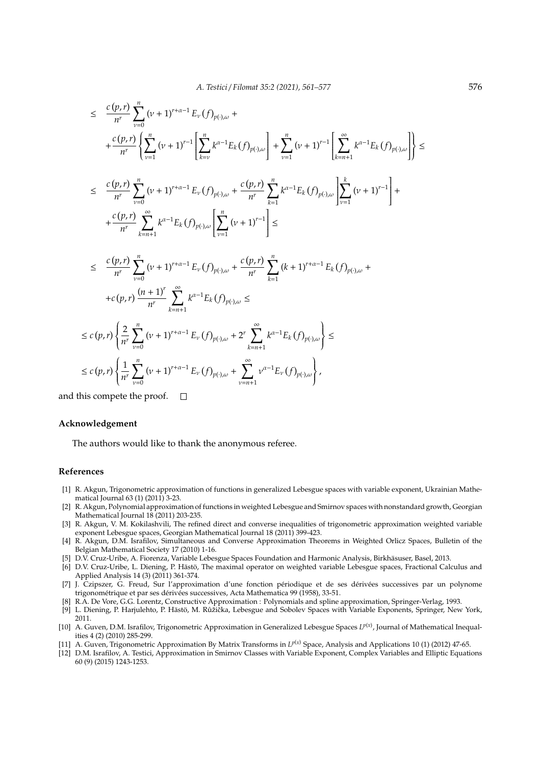$$
\begin{aligned}
&\le \frac{c(p,r)}{n^r}\sum_{\nu=0}^{n}(\nu+1)^{r+\alpha-1}E_\nu(f)_{p(\cdot),\omega}+\\
&+\frac{c(p,r)}{n^r}\left\{\sum_{\nu=1}^{n}(\nu+1)^{r-1}\left[\sum_{k=\nu}^{n}k^{\alpha-1}E_k(f)_{p(\cdot),\omega}\right]+\sum_{\nu=1}^{n}(\nu+1)^{r-1}\left[\sum_{k=n+1}^{\infty}k^{\alpha-1}E_k(f)_{p(\cdot),\omega}\right]\right\}\le\\
&\le \frac{c(p,r)}{n^r}\sum_{\nu=0}^{n}(\nu+1)^{r+\alpha-1}E_\nu(f)_{p(\cdot),\omega}+\frac{c(p,r)}{n^r}\sum_{k=1}^{n}k^{\alpha-1}E_k(f)_{p(\cdot),\omega}\left[\sum_{\nu=1}^{k}(\nu+1)^{r-1}\right]+\\
&+\frac{c(p,r)}{n^r}\sum_{k=n+1}^{\infty}k^{\alpha-1}E_k(f)_{p(\cdot),\omega}\left[\sum_{\nu=1}^{n}(\nu+1)^{r-1}\right]\le\\
&\le \frac{c(p,r)}{n^r}\sum_{\nu=0}^{n}(\nu+1)^{r+\alpha-1}E_\nu(f)_{p(\cdot),\omega}+\frac{c(p,r)}{n^r}\sum_{k=1}^{n}(k+1)^{r+\alpha-1}E_k(f)_{p(\cdot),\omega}+\\
&+c(p,r)\frac{(n+1)^r}{n^r}\sum_{k=n+1}^{\infty}k^{\alpha-1}E_k(f)_{p(\cdot),\omega}\le\\
&\le c(p,r)\left\{\frac{2}{n^r}\sum_{\nu=0}^{n}(\nu+1)^{r+\alpha-1}E_\nu(f)_{p(\cdot),\omega}+2^r\sum_{k=n+1}^{\infty}k^{\alpha-1}E_k(f)_{p(\cdot),\omega}\right\}\le\\
&\le c(p,r)\left\{\frac{1}{n^r}\sum_{\nu=0}^{n}(\nu+1)^{r+\alpha-1}E_\nu(f)_{p(\cdot),\omega}+\sum_{\nu=n+1}^{\infty}\nu^{\alpha-1}E_\nu(f)_{p(\cdot),\omega}\right\},
\end{aligned}
$$

and this compete the proof. □

## Acknowledgement

The authors would like to thank the anonymous referee.

## References

[1] R. Akgun, Trigonometric approximation of functions in generalized Lebesgue spaces with variable exponent, Ukrainian Mathematical Journal 63 (1) (2011) 3-23.

[2] R. Akgun, Polynomial approximation of functions in weighted Lebesgue and Smirnov spaces with nonstandard growth, Georgian Mathematical Journal 18 (2011) 203-235.

[3] R. Akgun, V. M. Kokilashvili, The refined direct and converse inequalities of trigonometric approximation weighted variable exponent Lebesgue spaces, Georgian Mathematical Journal 18 (2011) 399-423.

[4] R. Akgun, D.M. Israfilov, Simultaneous and Converse Approximation Theorems in Weighted Orlicz Spaces, Bulletin of the Belgian Mathematical Society 17 (2010) 1-16.

[5] D.V. Cruz-Uribe, A. Fiorenza, Variable Lebesgue Spaces Foundation and Harmonic Analysis, Birkhäsuser, Basel, 2013.

[6] D.V. Cruz-Uribe, L. Diening, P. Hästö, The maximal operator on weighted variable Lebesgue spaces, Fractional Calculus and Applied Analysis 14 (3) (2011) 361-374.

[7] J. Czipszer, G. Freud, Sur l'approximation d'une fonction périodique et de ses dérivées successives par un polynome trigonométrique et par ses dérivées successives, Acta Mathematica 99 (1958), 33-51.

[8] R.A. De Vore, G.G. Lorentz, Constructive Approximation : Polynomials and spline approximation, Springer-Verlag, 1993.

[9] L. Diening, P. Harjulehto, P. Hästö, M. Růžička, Lebesgue and Sobolev Spaces with Variable Exponents, Springer, New York, 2011.

[10] A. Guven, D.M. Israfilov, Trigonometric Approximation in Generalized Lebesgue Spaces $L^{p(x)}$, Journal of Mathematical Inequalities 4 (2) (2010) 285-299.

[11] A. Guven, Trigonometric Approximation By Matrix Transforms in $L^{p(x)}$ Space, Analysis and Applications 10 (1) (2012) 47-65.

[12] D.M. Israfilov, A. Testici, Approximation in Smirnov Classes with Variable Exponent, Complex Variables and Elliptic Equations 60 (9) (2015) 1243-1253.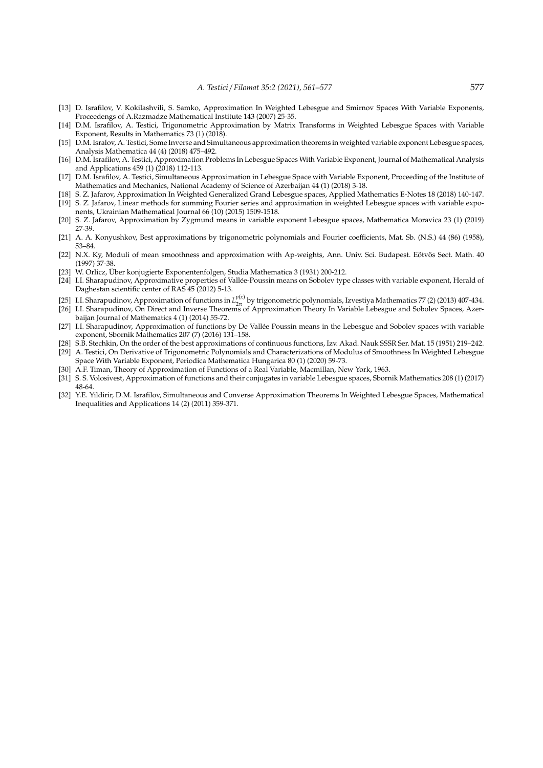[13] D. Israfilov, V. Kokilashvili, S. Samko, Approximation In Weighted Lebesgue and Smirnov Spaces With Variable Exponents, Proceedengs of A.Razmadze Mathematical Institute 143 (2007) 25-35.

[14] D.M. Israfilov, A. Testici, Trigonometric Approximation by Matrix Transforms in Weighted Lebesgue Spaces with Variable Exponent, Results in Mathematics 73 (1) (2018).

[15] D.M. Isralov, A. Testici, Some Inverse and Simultaneous approximation theorems in weighted variable exponent Lebesgue spaces, Analysis Mathematica 44 (4) (2018) 475–492.

[16] D.M. Israfilov, A. Testici, Approximation Problems In Lebesgue Spaces With Variable Exponent, Journal of Mathematical Analysis and Applications 459 (1) (2018) 112-113.

[17] D.M. Israfilov, A. Testici, Simultaneous Approximation in Lebesgue Space with Variable Exponent, Proceeding of the Institute of Mathematics and Mechanics, National Academy of Science of Azerbaijan 44 (1) (2018) 3-18.

[18] S. Z. Jafarov, Approximation In Weighted Generalized Grand Lebesgue spaces, Applied Mathematics E-Notes 18 (2018) 140-147.

[19] S. Z. Jafarov, Linear methods for summing Fourier series and approximation in weighted Lebesgue spaces with variable exponents, Ukrainian Mathematical Journal 66 (10) (2015) 1509-1518.

[20] S. Z. Jafarov, Approximation by Zygmund means in variable exponent Lebesgue spaces, Mathematica Moravica 23 (1) (2019) 27-39.

[21] A. A. Konyushkov, Best approximations by trigonometric polynomials and Fourier coefficients, Mat. Sb. (N.S.) 44 (86) (1958), 53–84.

[22] N.X. Ky, Moduli of mean smoothness and approximation with Ap-weights, Ann. Univ. Sci. Budapest. Eötvös Sect. Math. 40 (1997) 37-38.

[23] W. Orlicz, Über konjugierte Exponentenfolgen, Studia Mathematica 3 (1931) 200-212.

[24] I.I. Sharapudinov, Approximative properties of Vallée-Poussin means on Sobolev type classes with variable exponent, Herald of Daghestan scientific center of RAS 45 (2012) 5-13.

[25] I.I. Sharapudinov, Approximation of functions in $L_{2\pi}^{p(x)}$ by trigonometric polynomials, Izvestiya Mathematics 77 (2) (2013) 407-434.

[26] I.I. Sharapudinov, On Direct and Inverse Theorems of Approximation Theory In Variable Lebesgue and Sobolev Spaces, Azerbaijan Journal of Mathematics 4 (1) (2014) 55-72.

[27] I.I. Sharapudinov, Approximation of functions by De Vallée Poussin means in the Lebesgue and Sobolev spaces with variable exponent, Sbornik Mathematics 207 (7) (2016) 131–158.

[28] S.B. Stechkin, On the order of the best approximations of continuous functions, Izv. Akad. Nauk SSSR Ser. Mat. 15 (1951) 219–242.

[29] A. Testici, On Derivative of Trigonometric Polynomials and Characterizations of Modulus of Smoothness In Weighted Lebesgue Space With Variable Exponent, Periodica Mathematica Hungarica 80 (1) (2020) 59-73.

[30] A.F. Timan, Theory of Approximation of Functions of a Real Variable, Macmillan, New York, 1963.

[31] S. S. Volosivest, Approximation of functions and their conjugates in variable Lebesgue spaces, Sbornik Mathematics 208 (1) (2017) 48-64.

[32] Y.E. Yildirir, D.M. Israfilov, Simultaneous and Converse Approximation Theorems In Weighted Lebesgue Spaces, Mathematical Inequalities and Applications 14 (2) (2011) 359-371.